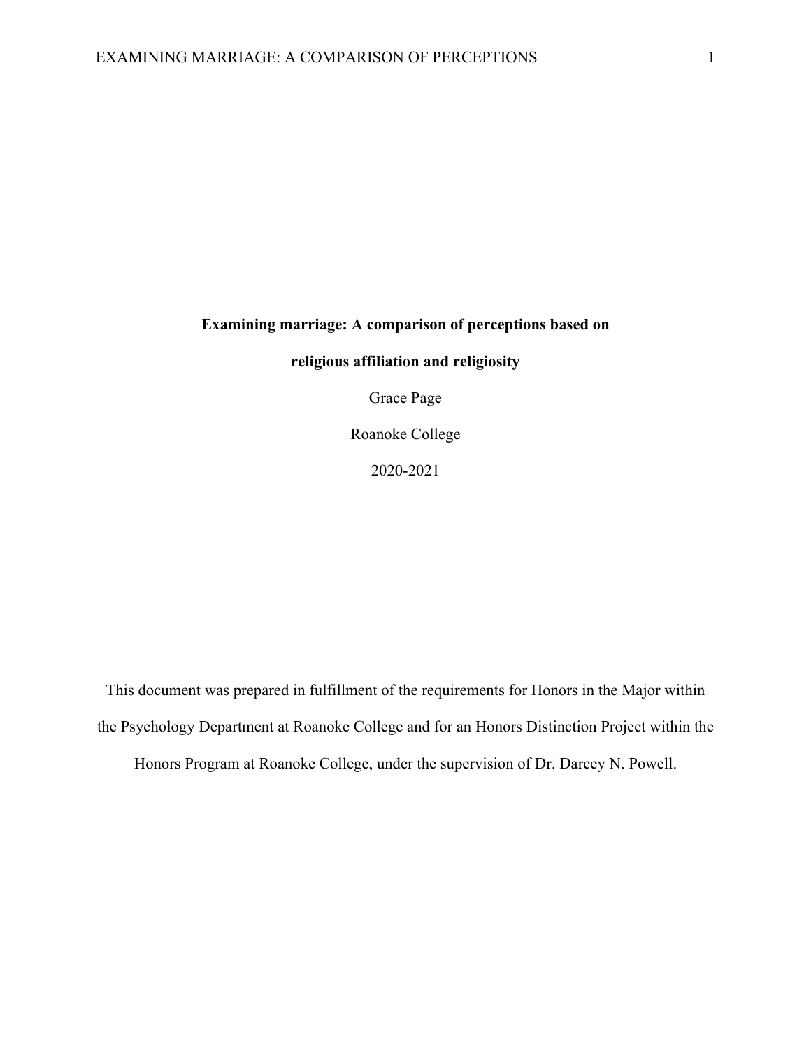# Examining marriage: A comparison of perceptions based on religious affiliation and religiosity

Grace Page

Roanoke College

2020-2021

This document was prepared in fulfillment of the requirements for Honors in the Major within the Psychology Department at Roanoke College and for an Honors Distinction Project within the Honors Program at Roanoke College, under the supervision of Dr. Darcey N. Powell.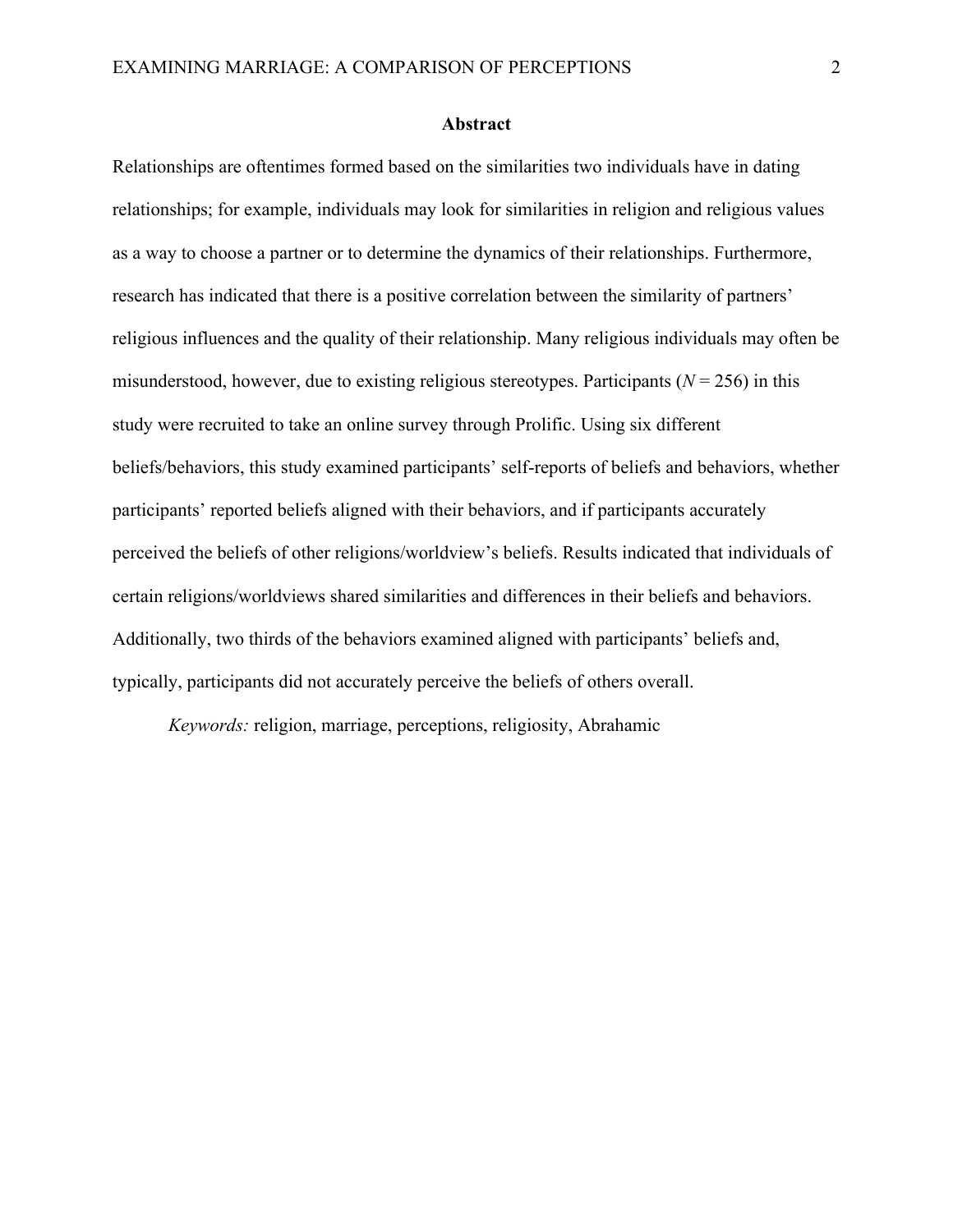## Abstract

Relationships are oftentimes formed based on the similarities two individuals have in dating relationships; for example, individuals may look for similarities in religion and religious values as a way to choose a partner or to determine the dynamics of their relationships. Furthermore, research has indicated that there is a positive correlation between the similarity of partners' religious influences and the quality of their relationship. Many religious individuals may often be misunderstood, however, due to existing religious stereotypes. Participants ($N = 256$) in this study were recruited to take an online survey through Prolific. Using six different beliefs/behaviors, this study examined participants' self-reports of beliefs and behaviors, whether participants' reported beliefs aligned with their behaviors, and if participants accurately perceived the beliefs of other religions/worldview's beliefs. Results indicated that individuals of certain religions/worldviews shared similarities and differences in their beliefs and behaviors. Additionally, two thirds of the behaviors examined aligned with participants' beliefs and, typically, participants did not accurately perceive the beliefs of others overall.

*Keywords:* religion, marriage, perceptions, religiosity, Abrahamic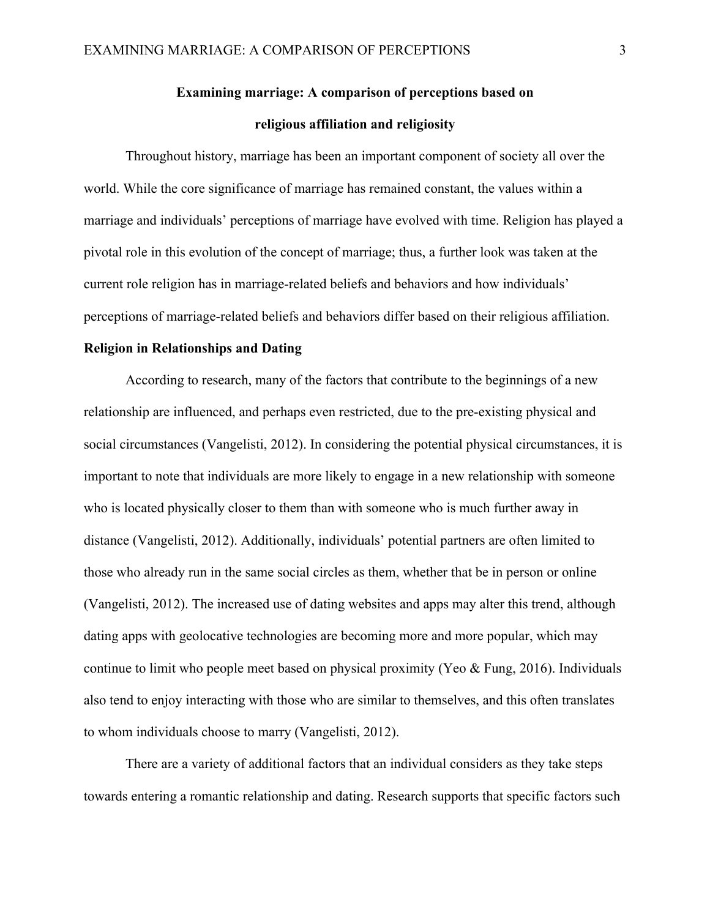# Examining marriage: A comparison of perceptions based on religious affiliation and religiosity

Throughout history, marriage has been an important component of society all over the world. While the core significance of marriage has remained constant, the values within a marriage and individuals' perceptions of marriage have evolved with time. Religion has played a pivotal role in this evolution of the concept of marriage; thus, a further look was taken at the current role religion has in marriage-related beliefs and behaviors and how individuals' perceptions of marriage-related beliefs and behaviors differ based on their religious affiliation.

## Religion in Relationships and Dating

According to research, many of the factors that contribute to the beginnings of a new relationship are influenced, and perhaps even restricted, due to the pre-existing physical and social circumstances (Vangelisti, 2012). In considering the potential physical circumstances, it is important to note that individuals are more likely to engage in a new relationship with someone who is located physically closer to them than with someone who is much further away in distance (Vangelisti, 2012). Additionally, individuals' potential partners are often limited to those who already run in the same social circles as them, whether that be in person or online (Vangelisti, 2012). The increased use of dating websites and apps may alter this trend, although dating apps with geolocative technologies are becoming more and more popular, which may continue to limit who people meet based on physical proximity (Yeo & Fung, 2016). Individuals also tend to enjoy interacting with those who are similar to themselves, and this often translates to whom individuals choose to marry (Vangelisti, 2012).

There are a variety of additional factors that an individual considers as they take steps towards entering a romantic relationship and dating. Research supports that specific factors such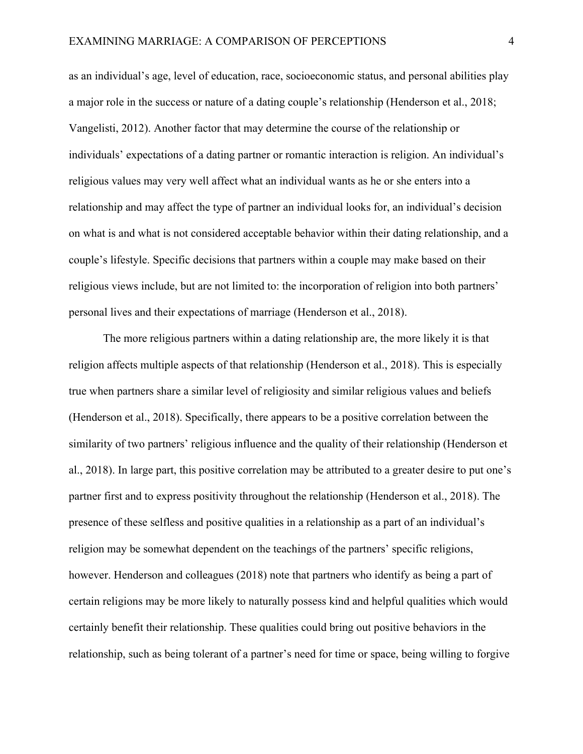as an individual's age, level of education, race, socioeconomic status, and personal abilities play a major role in the success or nature of a dating couple's relationship (Henderson et al., 2018; Vangelisti, 2012). Another factor that may determine the course of the relationship or individuals' expectations of a dating partner or romantic interaction is religion. An individual's religious values may very well affect what an individual wants as he or she enters into a relationship and may affect the type of partner an individual looks for, an individual's decision on what is and what is not considered acceptable behavior within their dating relationship, and a couple's lifestyle. Specific decisions that partners within a couple may make based on their religious views include, but are not limited to: the incorporation of religion into both partners' personal lives and their expectations of marriage (Henderson et al., 2018).

The more religious partners within a dating relationship are, the more likely it is that religion affects multiple aspects of that relationship (Henderson et al., 2018). This is especially true when partners share a similar level of religiosity and similar religious values and beliefs (Henderson et al., 2018). Specifically, there appears to be a positive correlation between the similarity of two partners' religious influence and the quality of their relationship (Henderson et al., 2018). In large part, this positive correlation may be attributed to a greater desire to put one's partner first and to express positivity throughout the relationship (Henderson et al., 2018). The presence of these selfless and positive qualities in a relationship as a part of an individual's religion may be somewhat dependent on the teachings of the partners' specific religions, however. Henderson and colleagues (2018) note that partners who identify as being a part of certain religions may be more likely to naturally possess kind and helpful qualities which would certainly benefit their relationship. These qualities could bring out positive behaviors in the relationship, such as being tolerant of a partner's need for time or space, being willing to forgive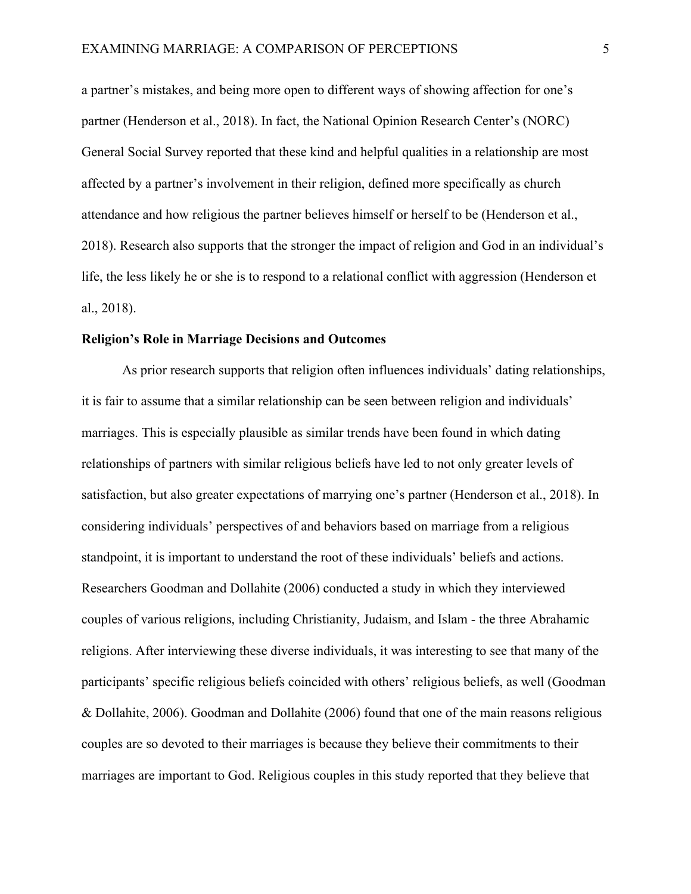a partner's mistakes, and being more open to different ways of showing affection for one's partner (Henderson et al., 2018). In fact, the National Opinion Research Center's (NORC) General Social Survey reported that these kind and helpful qualities in a relationship are most affected by a partner's involvement in their religion, defined more specifically as church attendance and how religious the partner believes himself or herself to be (Henderson et al., 2018). Research also supports that the stronger the impact of religion and God in an individual's life, the less likely he or she is to respond to a relational conflict with aggression (Henderson et al., 2018).

**Religion's Role in Marriage Decisions and Outcomes**

As prior research supports that religion often influences individuals' dating relationships, it is fair to assume that a similar relationship can be seen between religion and individuals' marriages. This is especially plausible as similar trends have been found in which dating relationships of partners with similar religious beliefs have led to not only greater levels of satisfaction, but also greater expectations of marrying one's partner (Henderson et al., 2018). In considering individuals' perspectives of and behaviors based on marriage from a religious standpoint, it is important to understand the root of these individuals' beliefs and actions. Researchers Goodman and Dollahite (2006) conducted a study in which they interviewed couples of various religions, including Christianity, Judaism, and Islam - the three Abrahamic religions. After interviewing these diverse individuals, it was interesting to see that many of the participants' specific religious beliefs coincided with others' religious beliefs, as well (Goodman & Dollahite, 2006). Goodman and Dollahite (2006) found that one of the main reasons religious couples are so devoted to their marriages is because they believe their commitments to their marriages are important to God. Religious couples in this study reported that they believe that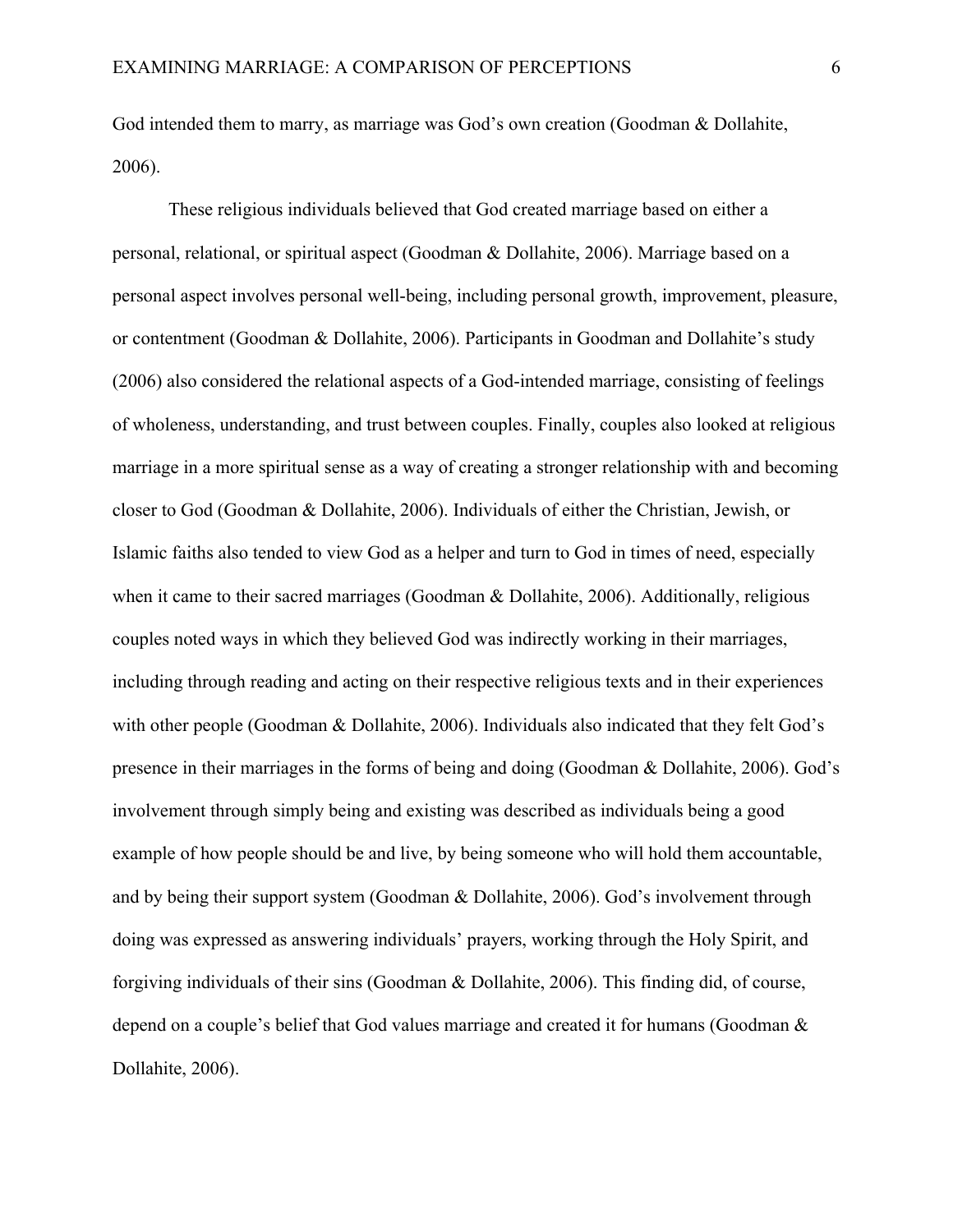God intended them to marry, as marriage was God's own creation (Goodman & Dollahite, 2006).

These religious individuals believed that God created marriage based on either a personal, relational, or spiritual aspect (Goodman & Dollahite, 2006). Marriage based on a personal aspect involves personal well-being, including personal growth, improvement, pleasure, or contentment (Goodman & Dollahite, 2006). Participants in Goodman and Dollahite's study (2006) also considered the relational aspects of a God-intended marriage, consisting of feelings of wholeness, understanding, and trust between couples. Finally, couples also looked at religious marriage in a more spiritual sense as a way of creating a stronger relationship with and becoming closer to God (Goodman & Dollahite, 2006). Individuals of either the Christian, Jewish, or Islamic faiths also tended to view God as a helper and turn to God in times of need, especially when it came to their sacred marriages (Goodman & Dollahite, 2006). Additionally, religious couples noted ways in which they believed God was indirectly working in their marriages, including through reading and acting on their respective religious texts and in their experiences with other people (Goodman & Dollahite, 2006). Individuals also indicated that they felt God's presence in their marriages in the forms of being and doing (Goodman & Dollahite, 2006). God's involvement through simply being and existing was described as individuals being a good example of how people should be and live, by being someone who will hold them accountable, and by being their support system (Goodman & Dollahite, 2006). God's involvement through doing was expressed as answering individuals' prayers, working through the Holy Spirit, and forgiving individuals of their sins (Goodman & Dollahite, 2006). This finding did, of course, depend on a couple's belief that God values marriage and created it for humans (Goodman & Dollahite, 2006).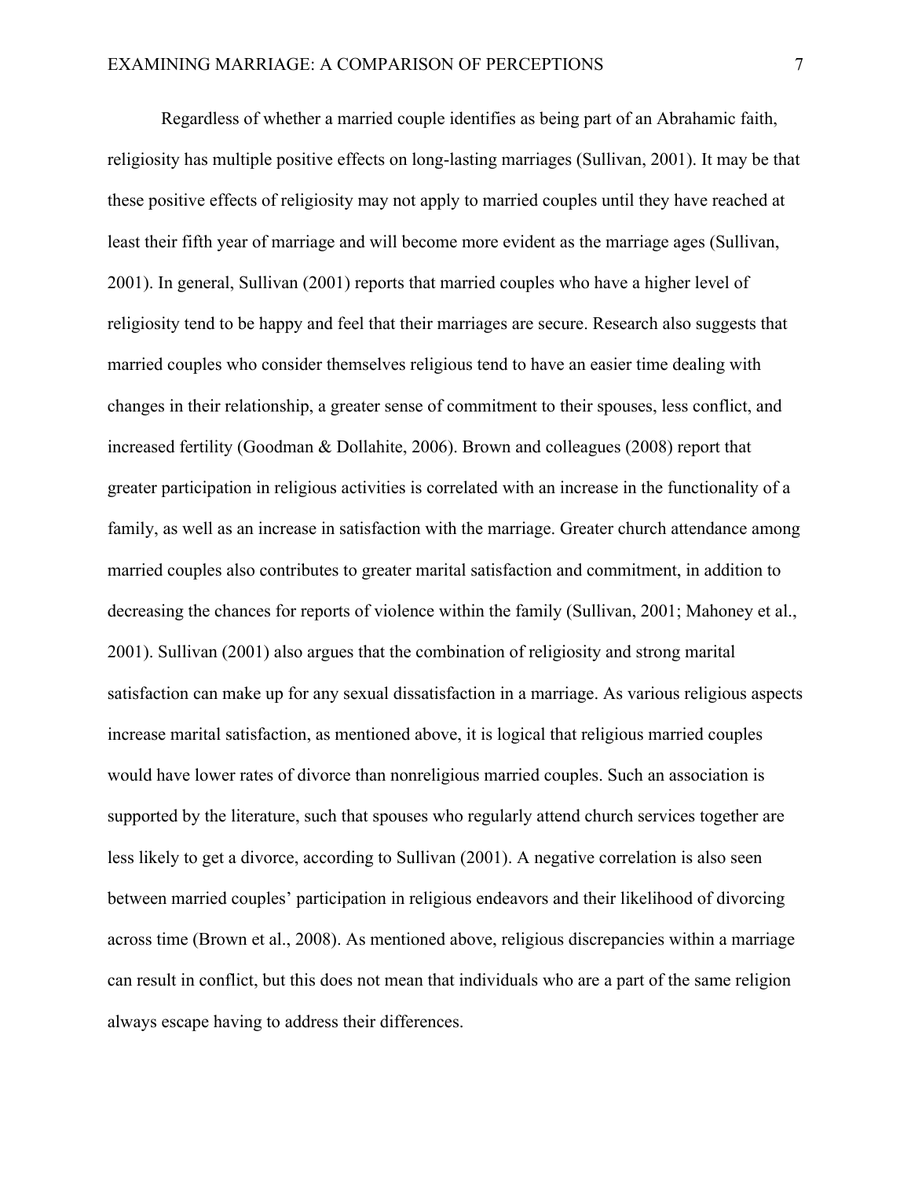Regardless of whether a married couple identifies as being part of an Abrahamic faith, religiosity has multiple positive effects on long-lasting marriages (Sullivan, 2001). It may be that these positive effects of religiosity may not apply to married couples until they have reached at least their fifth year of marriage and will become more evident as the marriage ages (Sullivan, 2001). In general, Sullivan (2001) reports that married couples who have a higher level of religiosity tend to be happy and feel that their marriages are secure. Research also suggests that married couples who consider themselves religious tend to have an easier time dealing with changes in their relationship, a greater sense of commitment to their spouses, less conflict, and increased fertility (Goodman & Dollahite, 2006). Brown and colleagues (2008) report that greater participation in religious activities is correlated with an increase in the functionality of a family, as well as an increase in satisfaction with the marriage. Greater church attendance among married couples also contributes to greater marital satisfaction and commitment, in addition to decreasing the chances for reports of violence within the family (Sullivan, 2001; Mahoney et al., 2001). Sullivan (2001) also argues that the combination of religiosity and strong marital satisfaction can make up for any sexual dissatisfaction in a marriage. As various religious aspects increase marital satisfaction, as mentioned above, it is logical that religious married couples would have lower rates of divorce than nonreligious married couples. Such an association is supported by the literature, such that spouses who regularly attend church services together are less likely to get a divorce, according to Sullivan (2001). A negative correlation is also seen between married couples' participation in religious endeavors and their likelihood of divorcing across time (Brown et al., 2008). As mentioned above, religious discrepancies within a marriage can result in conflict, but this does not mean that individuals who are a part of the same religion always escape having to address their differences.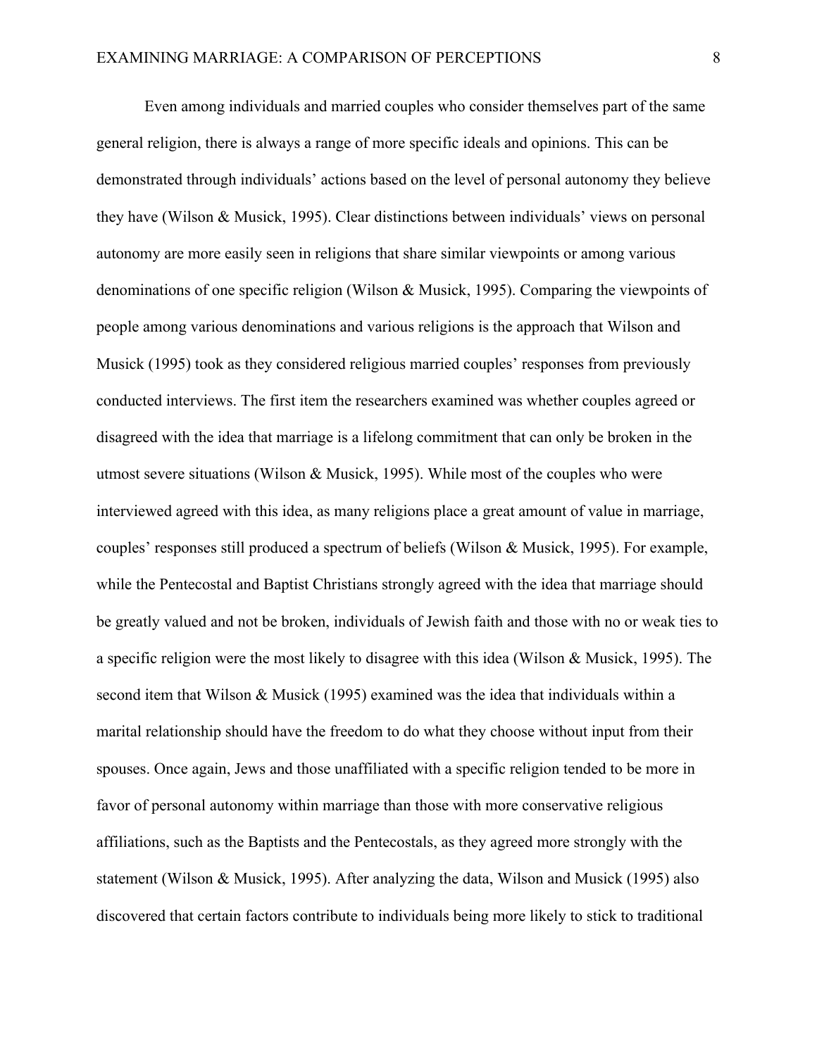Even among individuals and married couples who consider themselves part of the same general religion, there is always a range of more specific ideals and opinions. This can be demonstrated through individuals' actions based on the level of personal autonomy they believe they have (Wilson & Musick, 1995). Clear distinctions between individuals' views on personal autonomy are more easily seen in religions that share similar viewpoints or among various denominations of one specific religion (Wilson & Musick, 1995). Comparing the viewpoints of people among various denominations and various religions is the approach that Wilson and Musick (1995) took as they considered religious married couples' responses from previously conducted interviews. The first item the researchers examined was whether couples agreed or disagreed with the idea that marriage is a lifelong commitment that can only be broken in the utmost severe situations (Wilson & Musick, 1995). While most of the couples who were interviewed agreed with this idea, as many religions place a great amount of value in marriage, couples' responses still produced a spectrum of beliefs (Wilson & Musick, 1995). For example, while the Pentecostal and Baptist Christians strongly agreed with the idea that marriage should be greatly valued and not be broken, individuals of Jewish faith and those with no or weak ties to a specific religion were the most likely to disagree with this idea (Wilson & Musick, 1995). The second item that Wilson & Musick (1995) examined was the idea that individuals within a marital relationship should have the freedom to do what they choose without input from their spouses. Once again, Jews and those unaffiliated with a specific religion tended to be more in favor of personal autonomy within marriage than those with more conservative religious affiliations, such as the Baptists and the Pentecostals, as they agreed more strongly with the statement (Wilson & Musick, 1995). After analyzing the data, Wilson and Musick (1995) also discovered that certain factors contribute to individuals being more likely to stick to traditional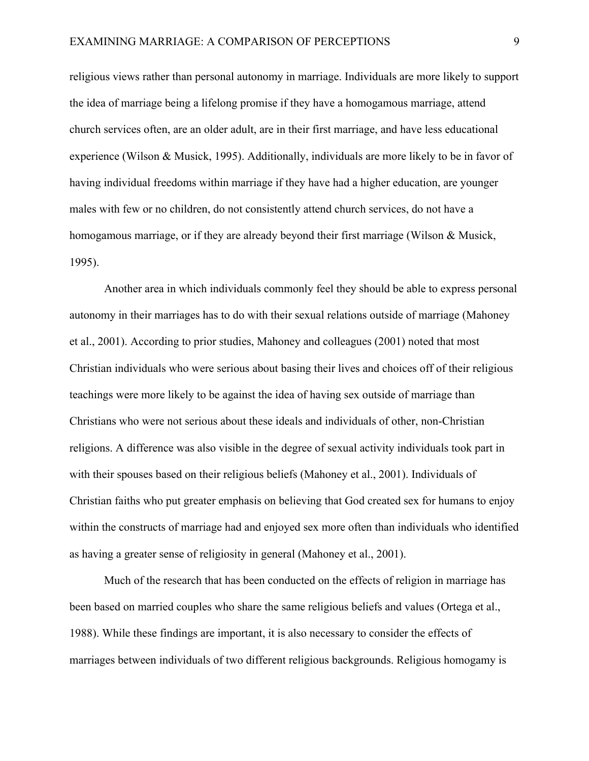religious views rather than personal autonomy in marriage. Individuals are more likely to support the idea of marriage being a lifelong promise if they have a homogamous marriage, attend church services often, are an older adult, are in their first marriage, and have less educational experience (Wilson & Musick, 1995). Additionally, individuals are more likely to be in favor of having individual freedoms within marriage if they have had a higher education, are younger males with few or no children, do not consistently attend church services, do not have a homogamous marriage, or if they are already beyond their first marriage (Wilson & Musick, 1995).

Another area in which individuals commonly feel they should be able to express personal autonomy in their marriages has to do with their sexual relations outside of marriage (Mahoney et al., 2001). According to prior studies, Mahoney and colleagues (2001) noted that most Christian individuals who were serious about basing their lives and choices off of their religious teachings were more likely to be against the idea of having sex outside of marriage than Christians who were not serious about these ideals and individuals of other, non-Christian religions. A difference was also visible in the degree of sexual activity individuals took part in with their spouses based on their religious beliefs (Mahoney et al., 2001). Individuals of Christian faiths who put greater emphasis on believing that God created sex for humans to enjoy within the constructs of marriage had and enjoyed sex more often than individuals who identified as having a greater sense of religiosity in general (Mahoney et al., 2001).

Much of the research that has been conducted on the effects of religion in marriage has been based on married couples who share the same religious beliefs and values (Ortega et al., 1988). While these findings are important, it is also necessary to consider the effects of marriages between individuals of two different religious backgrounds. Religious homogamy is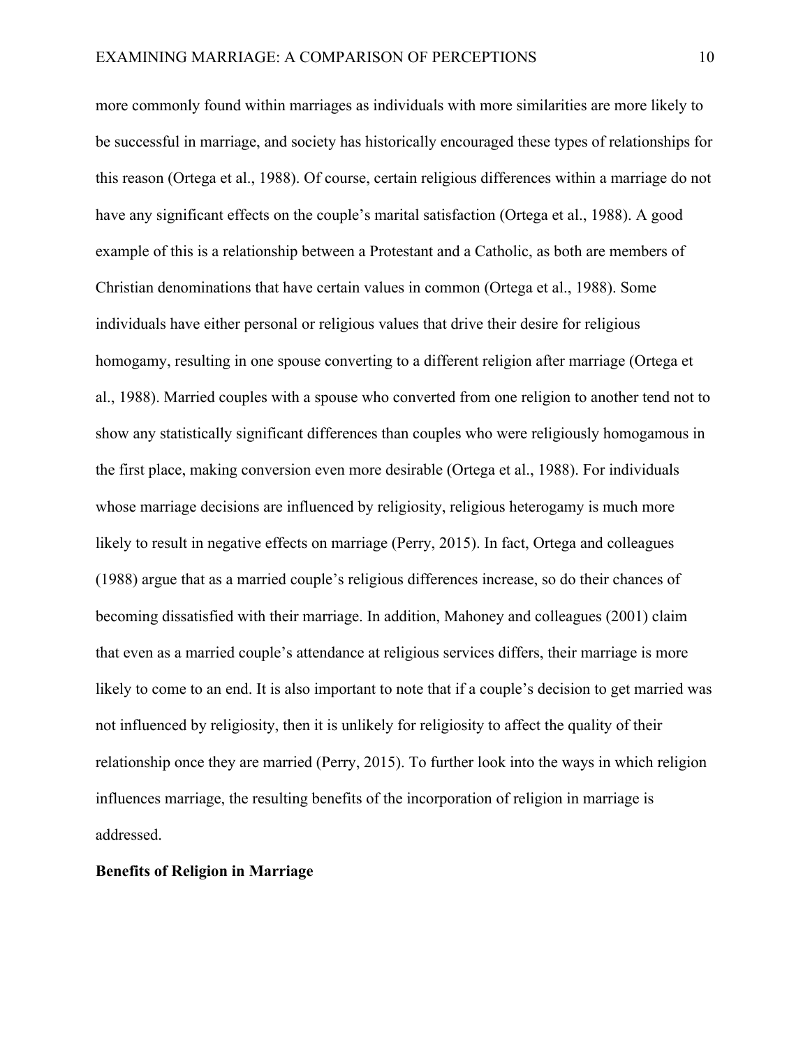more commonly found within marriages as individuals with more similarities are more likely to be successful in marriage, and society has historically encouraged these types of relationships for this reason (Ortega et al., 1988). Of course, certain religious differences within a marriage do not have any significant effects on the couple's marital satisfaction (Ortega et al., 1988). A good example of this is a relationship between a Protestant and a Catholic, as both are members of Christian denominations that have certain values in common (Ortega et al., 1988). Some individuals have either personal or religious values that drive their desire for religious homogamy, resulting in one spouse converting to a different religion after marriage (Ortega et al., 1988). Married couples with a spouse who converted from one religion to another tend not to show any statistically significant differences than couples who were religiously homogamous in the first place, making conversion even more desirable (Ortega et al., 1988). For individuals whose marriage decisions are influenced by religiosity, religious heterogamy is much more likely to result in negative effects on marriage (Perry, 2015). In fact, Ortega and colleagues (1988) argue that as a married couple's religious differences increase, so do their chances of becoming dissatisfied with their marriage. In addition, Mahoney and colleagues (2001) claim that even as a married couple's attendance at religious services differs, their marriage is more likely to come to an end. It is also important to note that if a couple's decision to get married was not influenced by religiosity, then it is unlikely for religiosity to affect the quality of their relationship once they are married (Perry, 2015). To further look into the ways in which religion influences marriage, the resulting benefits of the incorporation of religion in marriage is addressed.

**Benefits of Religion in Marriage**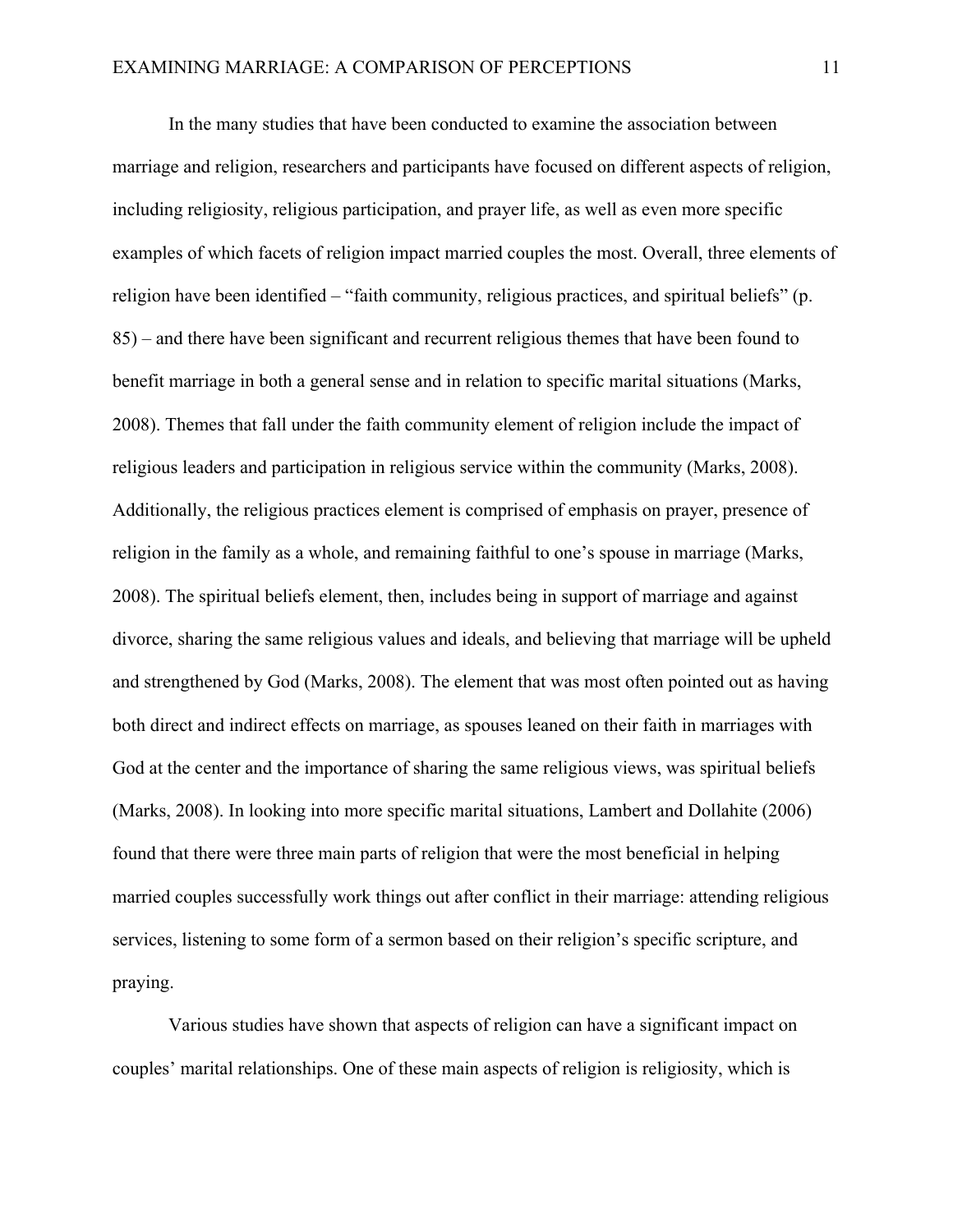In the many studies that have been conducted to examine the association between marriage and religion, researchers and participants have focused on different aspects of religion, including religiosity, religious participation, and prayer life, as well as even more specific examples of which facets of religion impact married couples the most. Overall, three elements of religion have been identified – "faith community, religious practices, and spiritual beliefs" (p. 85) – and there have been significant and recurrent religious themes that have been found to benefit marriage in both a general sense and in relation to specific marital situations (Marks, 2008). Themes that fall under the faith community element of religion include the impact of religious leaders and participation in religious service within the community (Marks, 2008). Additionally, the religious practices element is comprised of emphasis on prayer, presence of religion in the family as a whole, and remaining faithful to one's spouse in marriage (Marks, 2008). The spiritual beliefs element, then, includes being in support of marriage and against divorce, sharing the same religious values and ideals, and believing that marriage will be upheld and strengthened by God (Marks, 2008). The element that was most often pointed out as having both direct and indirect effects on marriage, as spouses leaned on their faith in marriages with God at the center and the importance of sharing the same religious views, was spiritual beliefs (Marks, 2008). In looking into more specific marital situations, Lambert and Dollahite (2006) found that there were three main parts of religion that were the most beneficial in helping married couples successfully work things out after conflict in their marriage: attending religious services, listening to some form of a sermon based on their religion's specific scripture, and praying.

Various studies have shown that aspects of religion can have a significant impact on couples' marital relationships. One of these main aspects of religion is religiosity, which is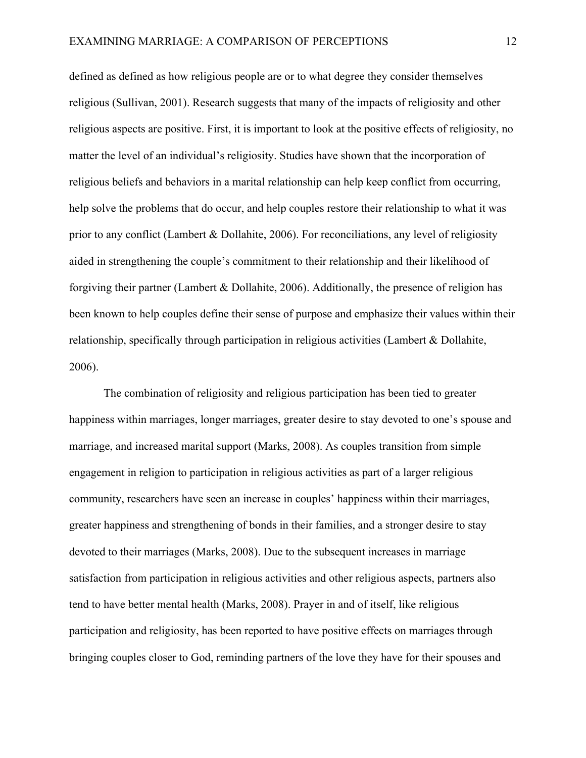defined as defined as how religious people are or to what degree they consider themselves religious (Sullivan, 2001). Research suggests that many of the impacts of religiosity and other religious aspects are positive. First, it is important to look at the positive effects of religiosity, no matter the level of an individual's religiosity. Studies have shown that the incorporation of religious beliefs and behaviors in a marital relationship can help keep conflict from occurring, help solve the problems that do occur, and help couples restore their relationship to what it was prior to any conflict (Lambert & Dollahite, 2006). For reconciliations, any level of religiosity aided in strengthening the couple's commitment to their relationship and their likelihood of forgiving their partner (Lambert & Dollahite, 2006). Additionally, the presence of religion has been known to help couples define their sense of purpose and emphasize their values within their relationship, specifically through participation in religious activities (Lambert & Dollahite, 2006).

The combination of religiosity and religious participation has been tied to greater happiness within marriages, longer marriages, greater desire to stay devoted to one's spouse and marriage, and increased marital support (Marks, 2008). As couples transition from simple engagement in religion to participation in religious activities as part of a larger religious community, researchers have seen an increase in couples' happiness within their marriages, greater happiness and strengthening of bonds in their families, and a stronger desire to stay devoted to their marriages (Marks, 2008). Due to the subsequent increases in marriage satisfaction from participation in religious activities and other religious aspects, partners also tend to have better mental health (Marks, 2008). Prayer in and of itself, like religious participation and religiosity, has been reported to have positive effects on marriages through bringing couples closer to God, reminding partners of the love they have for their spouses and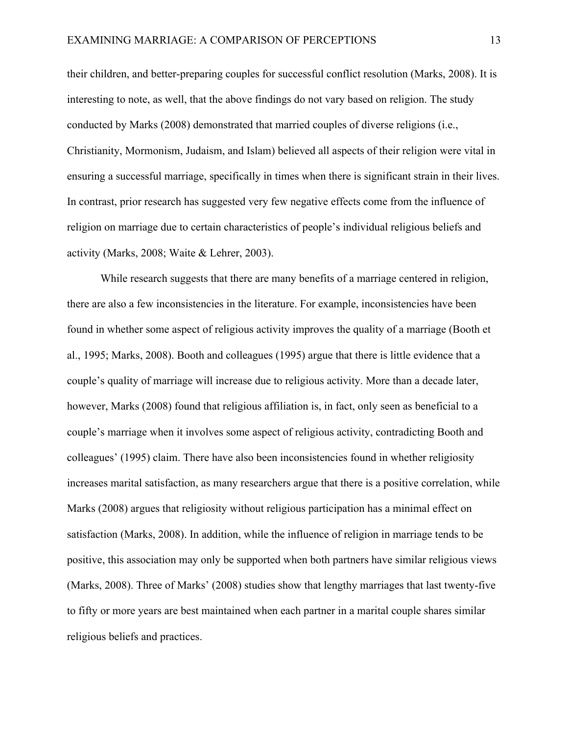their children, and better-preparing couples for successful conflict resolution (Marks, 2008). It is interesting to note, as well, that the above findings do not vary based on religion. The study conducted by Marks (2008) demonstrated that married couples of diverse religions (i.e., Christianity, Mormonism, Judaism, and Islam) believed all aspects of their religion were vital in ensuring a successful marriage, specifically in times when there is significant strain in their lives. In contrast, prior research has suggested very few negative effects come from the influence of religion on marriage due to certain characteristics of people's individual religious beliefs and activity (Marks, 2008; Waite & Lehrer, 2003).

While research suggests that there are many benefits of a marriage centered in religion, there are also a few inconsistencies in the literature. For example, inconsistencies have been found in whether some aspect of religious activity improves the quality of a marriage (Booth et al., 1995; Marks, 2008). Booth and colleagues (1995) argue that there is little evidence that a couple's quality of marriage will increase due to religious activity. More than a decade later, however, Marks (2008) found that religious affiliation is, in fact, only seen as beneficial to a couple's marriage when it involves some aspect of religious activity, contradicting Booth and colleagues' (1995) claim. There have also been inconsistencies found in whether religiosity increases marital satisfaction, as many researchers argue that there is a positive correlation, while Marks (2008) argues that religiosity without religious participation has a minimal effect on satisfaction (Marks, 2008). In addition, while the influence of religion in marriage tends to be positive, this association may only be supported when both partners have similar religious views (Marks, 2008). Three of Marks' (2008) studies show that lengthy marriages that last twenty-five to fifty or more years are best maintained when each partner in a marital couple shares similar religious beliefs and practices.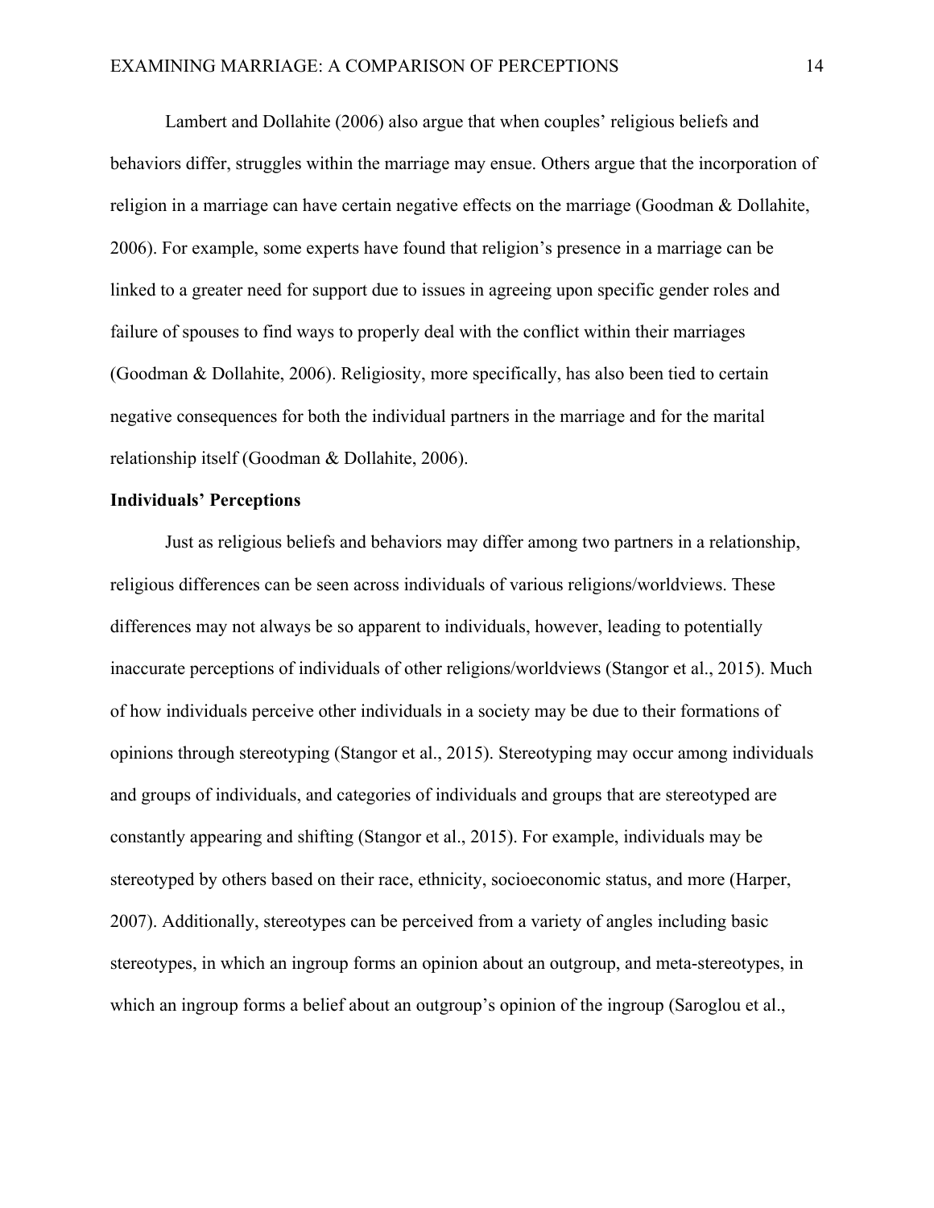Lambert and Dollahite (2006) also argue that when couples' religious beliefs and behaviors differ, struggles within the marriage may ensue. Others argue that the incorporation of religion in a marriage can have certain negative effects on the marriage (Goodman & Dollahite, 2006). For example, some experts have found that religion's presence in a marriage can be linked to a greater need for support due to issues in agreeing upon specific gender roles and failure of spouses to find ways to properly deal with the conflict within their marriages (Goodman & Dollahite, 2006). Religiosity, more specifically, has also been tied to certain negative consequences for both the individual partners in the marriage and for the marital relationship itself (Goodman & Dollahite, 2006).

**Individuals' Perceptions**

Just as religious beliefs and behaviors may differ among two partners in a relationship, religious differences can be seen across individuals of various religions/worldviews. These differences may not always be so apparent to individuals, however, leading to potentially inaccurate perceptions of individuals of other religions/worldviews (Stangor et al., 2015). Much of how individuals perceive other individuals in a society may be due to their formations of opinions through stereotyping (Stangor et al., 2015). Stereotyping may occur among individuals and groups of individuals, and categories of individuals and groups that are stereotyped are constantly appearing and shifting (Stangor et al., 2015). For example, individuals may be stereotyped by others based on their race, ethnicity, socioeconomic status, and more (Harper, 2007). Additionally, stereotypes can be perceived from a variety of angles including basic stereotypes, in which an ingroup forms an opinion about an outgroup, and meta-stereotypes, in which an ingroup forms a belief about an outgroup's opinion of the ingroup (Saroglou et al.,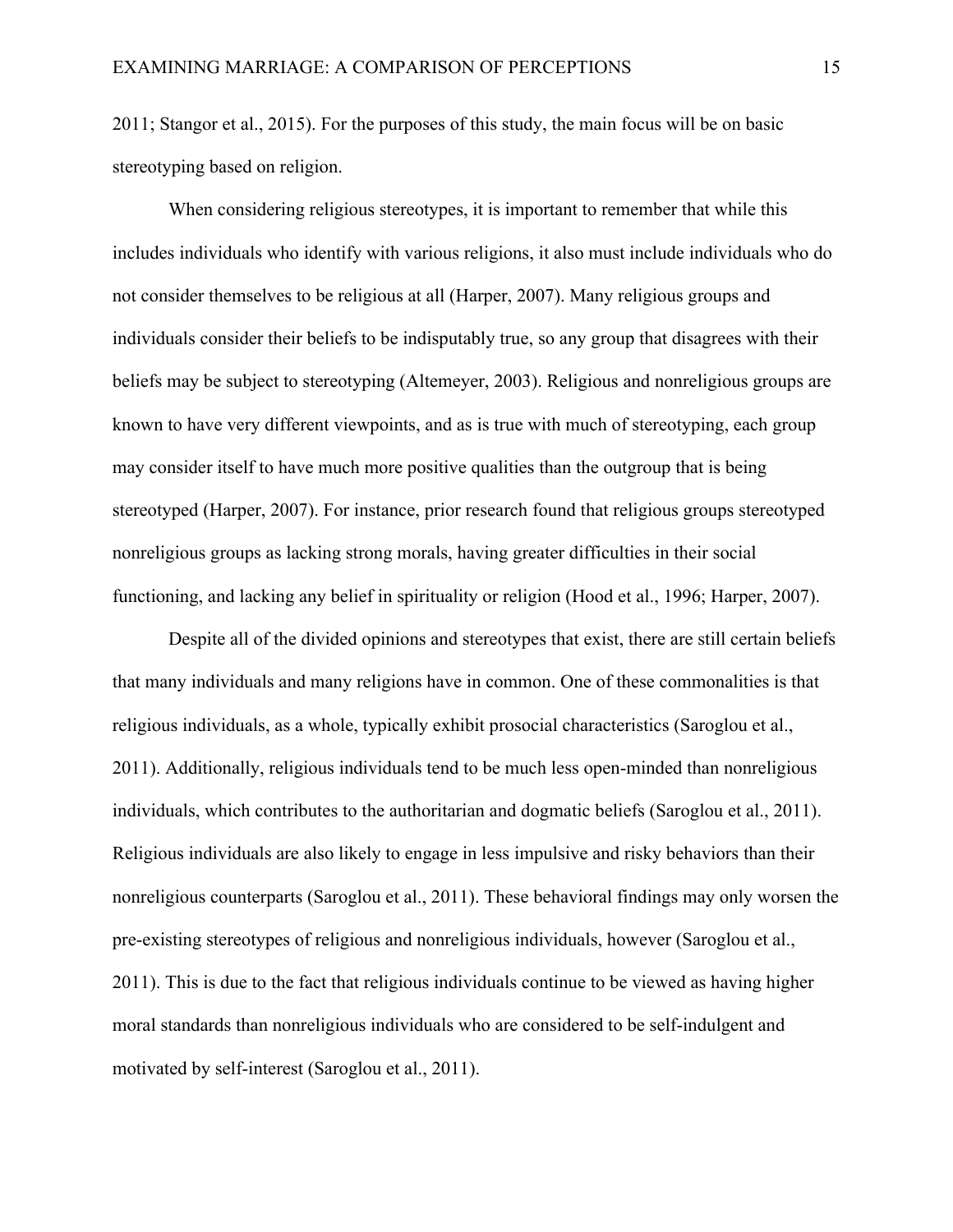2011; Stangor et al., 2015). For the purposes of this study, the main focus will be on basic stereotyping based on religion.

When considering religious stereotypes, it is important to remember that while this includes individuals who identify with various religions, it also must include individuals who do not consider themselves to be religious at all (Harper, 2007). Many religious groups and individuals consider their beliefs to be indisputably true, so any group that disagrees with their beliefs may be subject to stereotyping (Altemeyer, 2003). Religious and nonreligious groups are known to have very different viewpoints, and as is true with much of stereotyping, each group may consider itself to have much more positive qualities than the outgroup that is being stereotyped (Harper, 2007). For instance, prior research found that religious groups stereotyped nonreligious groups as lacking strong morals, having greater difficulties in their social functioning, and lacking any belief in spirituality or religion (Hood et al., 1996; Harper, 2007).

Despite all of the divided opinions and stereotypes that exist, there are still certain beliefs that many individuals and many religions have in common. One of these commonalities is that religious individuals, as a whole, typically exhibit prosocial characteristics (Saroglou et al., 2011). Additionally, religious individuals tend to be much less open-minded than nonreligious individuals, which contributes to the authoritarian and dogmatic beliefs (Saroglou et al., 2011). Religious individuals are also likely to engage in less impulsive and risky behaviors than their nonreligious counterparts (Saroglou et al., 2011). These behavioral findings may only worsen the pre-existing stereotypes of religious and nonreligious individuals, however (Saroglou et al., 2011). This is due to the fact that religious individuals continue to be viewed as having higher moral standards than nonreligious individuals who are considered to be self-indulgent and motivated by self-interest (Saroglou et al., 2011).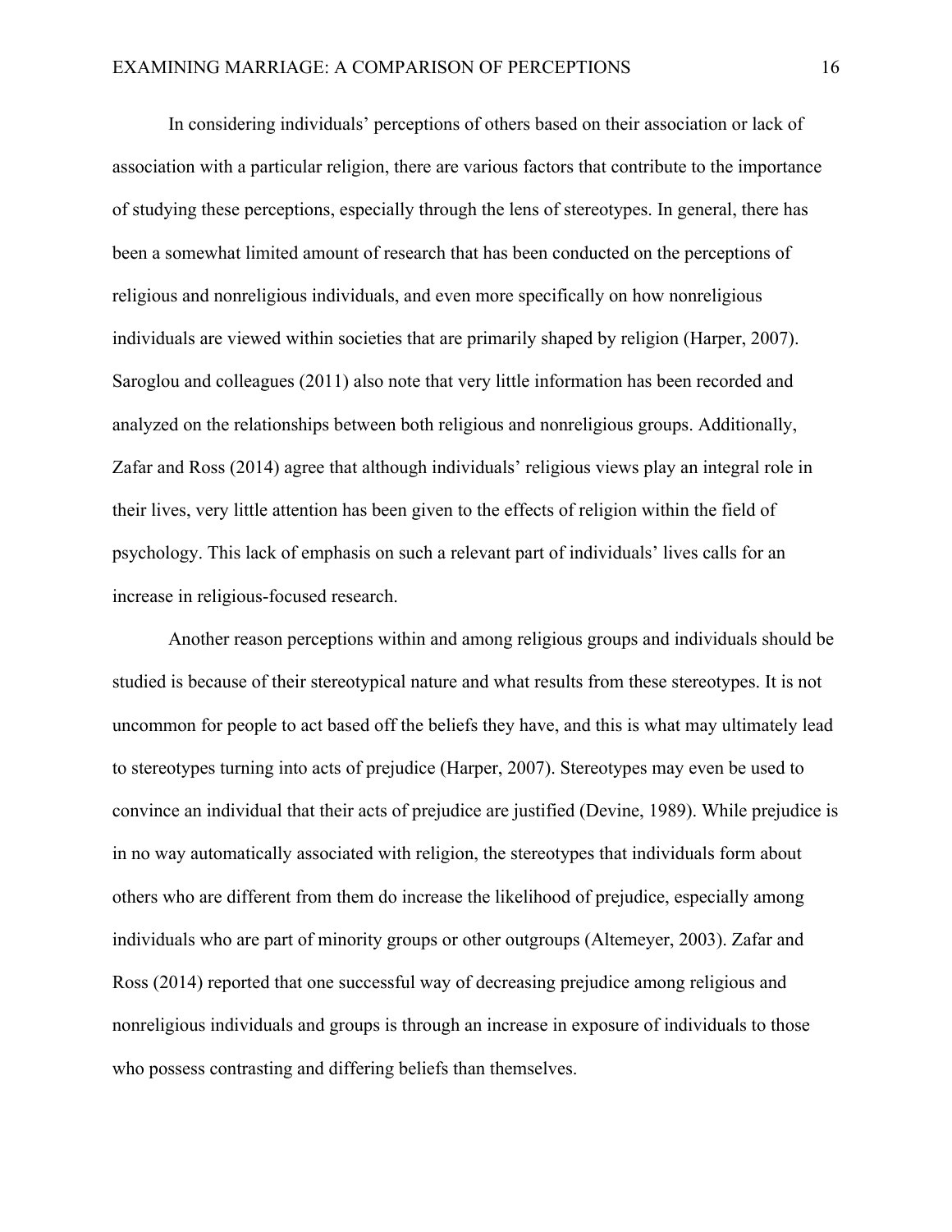In considering individuals' perceptions of others based on their association or lack of association with a particular religion, there are various factors that contribute to the importance of studying these perceptions, especially through the lens of stereotypes. In general, there has been a somewhat limited amount of research that has been conducted on the perceptions of religious and nonreligious individuals, and even more specifically on how nonreligious individuals are viewed within societies that are primarily shaped by religion (Harper, 2007). Saroglou and colleagues (2011) also note that very little information has been recorded and analyzed on the relationships between both religious and nonreligious groups. Additionally, Zafar and Ross (2014) agree that although individuals' religious views play an integral role in their lives, very little attention has been given to the effects of religion within the field of psychology. This lack of emphasis on such a relevant part of individuals' lives calls for an increase in religious-focused research.

Another reason perceptions within and among religious groups and individuals should be studied is because of their stereotypical nature and what results from these stereotypes. It is not uncommon for people to act based off the beliefs they have, and this is what may ultimately lead to stereotypes turning into acts of prejudice (Harper, 2007). Stereotypes may even be used to convince an individual that their acts of prejudice are justified (Devine, 1989). While prejudice is in no way automatically associated with religion, the stereotypes that individuals form about others who are different from them do increase the likelihood of prejudice, especially among individuals who are part of minority groups or other outgroups (Altemeyer, 2003). Zafar and Ross (2014) reported that one successful way of decreasing prejudice among religious and nonreligious individuals and groups is through an increase in exposure of individuals to those who possess contrasting and differing beliefs than themselves.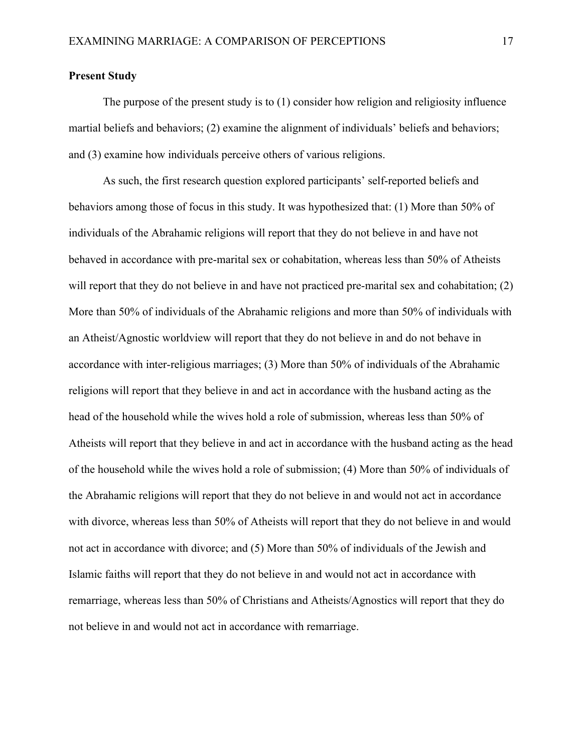**Present Study**

The purpose of the present study is to (1) consider how religion and religiosity influence martial beliefs and behaviors; (2) examine the alignment of individuals' beliefs and behaviors; and (3) examine how individuals perceive others of various religions.

As such, the first research question explored participants' self-reported beliefs and behaviors among those of focus in this study. It was hypothesized that: (1) More than 50% of individuals of the Abrahamic religions will report that they do not believe in and have not behaved in accordance with pre-marital sex or cohabitation, whereas less than 50% of Atheists will report that they do not believe in and have not practiced pre-marital sex and cohabitation; (2) More than 50% of individuals of the Abrahamic religions and more than 50% of individuals with an Atheist/Agnostic worldview will report that they do not believe in and do not behave in accordance with inter-religious marriages; (3) More than 50% of individuals of the Abrahamic religions will report that they believe in and act in accordance with the husband acting as the head of the household while the wives hold a role of submission, whereas less than 50% of Atheists will report that they believe in and act in accordance with the husband acting as the head of the household while the wives hold a role of submission; (4) More than 50% of individuals of the Abrahamic religions will report that they do not believe in and would not act in accordance with divorce, whereas less than 50% of Atheists will report that they do not believe in and would not act in accordance with divorce; and (5) More than 50% of individuals of the Jewish and Islamic faiths will report that they do not believe in and would not act in accordance with remarriage, whereas less than 50% of Christians and Atheists/Agnostics will report that they do not believe in and would not act in accordance with remarriage.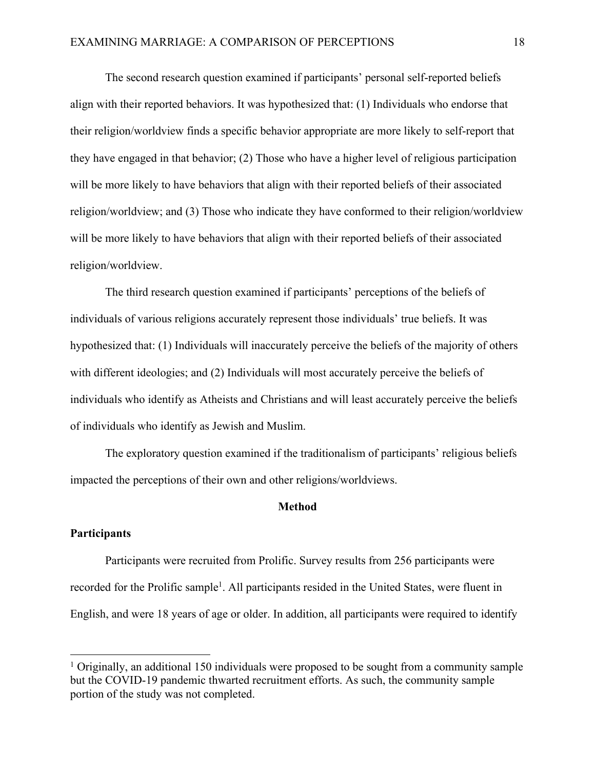The second research question examined if participants' personal self-reported beliefs align with their reported behaviors. It was hypothesized that: (1) Individuals who endorse that their religion/worldview finds a specific behavior appropriate are more likely to self-report that they have engaged in that behavior; (2) Those who have a higher level of religious participation will be more likely to have behaviors that align with their reported beliefs of their associated religion/worldview; and (3) Those who indicate they have conformed to their religion/worldview will be more likely to have behaviors that align with their reported beliefs of their associated religion/worldview.

The third research question examined if participants' perceptions of the beliefs of individuals of various religions accurately represent those individuals' true beliefs. It was hypothesized that: (1) Individuals will inaccurately perceive the beliefs of the majority of others with different ideologies; and (2) Individuals will most accurately perceive the beliefs of individuals who identify as Atheists and Christians and will least accurately perceive the beliefs of individuals who identify as Jewish and Muslim.

The exploratory question examined if the traditionalism of participants' religious beliefs impacted the perceptions of their own and other religions/worldviews.

## Method

### Participants

Participants were recruited from Prolific. Survey results from 256 participants were recorded for the Prolific sample[1]. All participants resided in the United States, were fluent in English, and were 18 years of age or older. In addition, all participants were required to identify

[1] Originally, an additional 150 individuals were proposed to be sought from a community sample but the COVID-19 pandemic thwarted recruitment efforts. As such, the community sample portion of the study was not completed.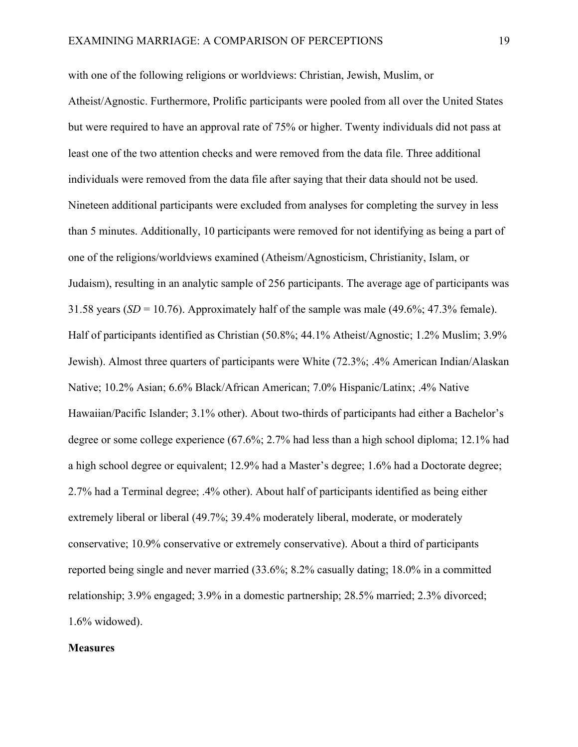with one of the following religions or worldviews: Christian, Jewish, Muslim, or Atheist/Agnostic. Furthermore, Prolific participants were pooled from all over the United States but were required to have an approval rate of 75% or higher. Twenty individuals did not pass at least one of the two attention checks and were removed from the data file. Three additional individuals were removed from the data file after saying that their data should not be used. Nineteen additional participants were excluded from analyses for completing the survey in less than 5 minutes. Additionally, 10 participants were removed for not identifying as being a part of one of the religions/worldviews examined (Atheism/Agnosticism, Christianity, Islam, or Judaism), resulting in an analytic sample of 256 participants. The average age of participants was 31.58 years (*SD* = 10.76). Approximately half of the sample was male (49.6%; 47.3% female). Half of participants identified as Christian (50.8%; 44.1% Atheist/Agnostic; 1.2% Muslim; 3.9% Jewish). Almost three quarters of participants were White (72.3%; .4% American Indian/Alaskan Native; 10.2% Asian; 6.6% Black/African American; 7.0% Hispanic/Latinx; .4% Native Hawaiian/Pacific Islander; 3.1% other). About two-thirds of participants had either a Bachelor's degree or some college experience (67.6%; 2.7% had less than a high school diploma; 12.1% had a high school degree or equivalent; 12.9% had a Master's degree; 1.6% had a Doctorate degree; 2.7% had a Terminal degree; .4% other). About half of participants identified as being either extremely liberal or liberal (49.7%; 39.4% moderately liberal, moderate, or moderately conservative; 10.9% conservative or extremely conservative). About a third of participants reported being single and never married (33.6%; 8.2% casually dating; 18.0% in a committed relationship; 3.9% engaged; 3.9% in a domestic partnership; 28.5% married; 2.3% divorced; 1.6% widowed).

**Measures**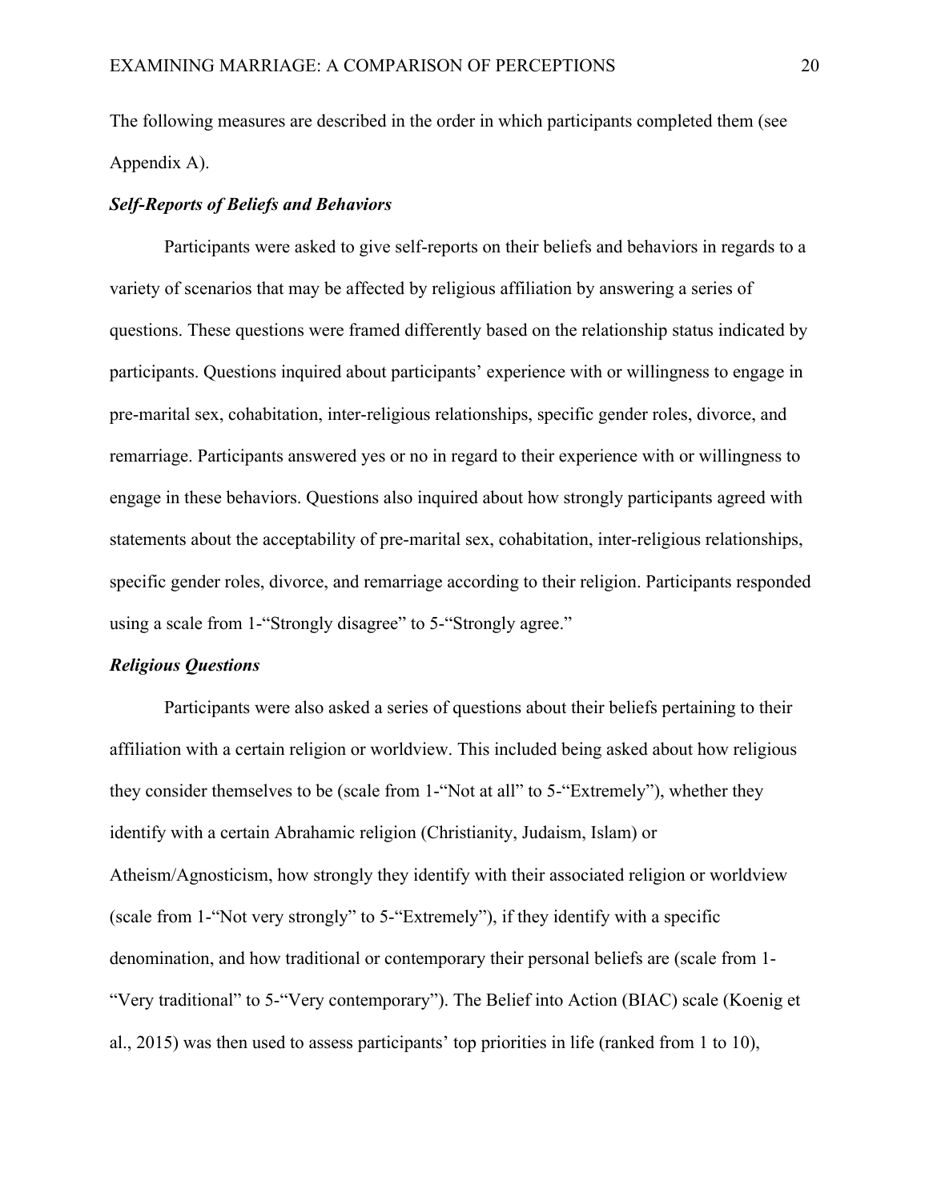The following measures are described in the order in which participants completed them (see Appendix A).

### ***Self-Reports of Beliefs and Behaviors***

Participants were asked to give self-reports on their beliefs and behaviors in regards to a variety of scenarios that may be affected by religious affiliation by answering a series of questions. These questions were framed differently based on the relationship status indicated by participants. Questions inquired about participants' experience with or willingness to engage in pre-marital sex, cohabitation, inter-religious relationships, specific gender roles, divorce, and remarriage. Participants answered yes or no in regard to their experience with or willingness to engage in these behaviors. Questions also inquired about how strongly participants agreed with statements about the acceptability of pre-marital sex, cohabitation, inter-religious relationships, specific gender roles, divorce, and remarriage according to their religion. Participants responded using a scale from 1-"Strongly disagree" to 5-"Strongly agree."

### ***Religious Questions***

Participants were also asked a series of questions about their beliefs pertaining to their affiliation with a certain religion or worldview. This included being asked about how religious they consider themselves to be (scale from 1-"Not at all" to 5-"Extremely"), whether they identify with a certain Abrahamic religion (Christianity, Judaism, Islam) or Atheism/Agnosticism, how strongly they identify with their associated religion or worldview (scale from 1-"Not very strongly" to 5-"Extremely"), if they identify with a specific denomination, and how traditional or contemporary their personal beliefs are (scale from 1-"Very traditional" to 5-"Very contemporary"). The Belief into Action (BIAC) scale (Koenig et al., 2015) was then used to assess participants' top priorities in life (ranked from 1 to 10),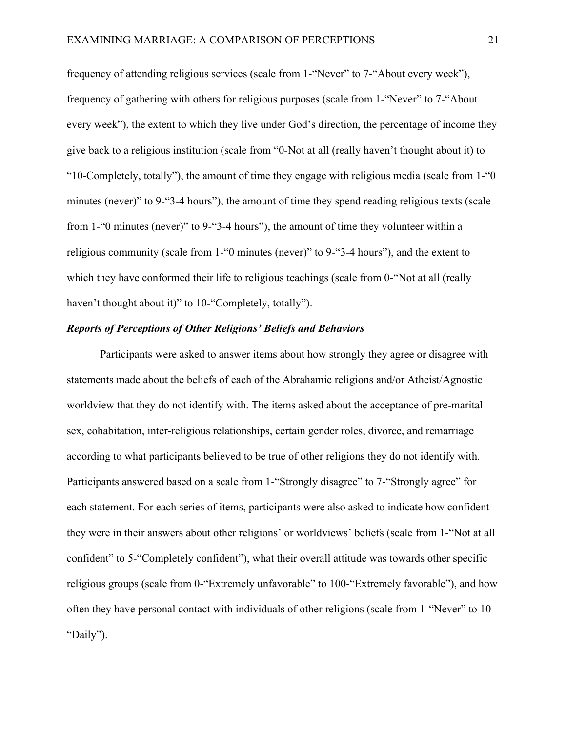frequency of attending religious services (scale from 1-"Never" to 7-"About every week"), frequency of gathering with others for religious purposes (scale from 1-"Never" to 7-"About every week"), the extent to which they live under God's direction, the percentage of income they give back to a religious institution (scale from "0-Not at all (really haven't thought about it) to "10-Completely, totally"), the amount of time they engage with religious media (scale from 1-"0 minutes (never)" to 9-"3-4 hours"), the amount of time they spend reading religious texts (scale from 1-"0 minutes (never)" to 9-"3-4 hours"), the amount of time they volunteer within a religious community (scale from 1-"0 minutes (never)" to 9-"3-4 hours"), and the extent to which they have conformed their life to religious teachings (scale from 0-"Not at all (really haven't thought about it)" to 10-"Completely, totally").

***Reports of Perceptions of Other Religions' Beliefs and Behaviors***

Participants were asked to answer items about how strongly they agree or disagree with statements made about the beliefs of each of the Abrahamic religions and/or Atheist/Agnostic worldview that they do not identify with. The items asked about the acceptance of pre-marital sex, cohabitation, inter-religious relationships, certain gender roles, divorce, and remarriage according to what participants believed to be true of other religions they do not identify with. Participants answered based on a scale from 1-"Strongly disagree" to 7-"Strongly agree" for each statement. For each series of items, participants were also asked to indicate how confident they were in their answers about other religions' or worldviews' beliefs (scale from 1-"Not at all confident" to 5-"Completely confident"), what their overall attitude was towards other specific religious groups (scale from 0-"Extremely unfavorable" to 100-"Extremely favorable"), and how often they have personal contact with individuals of other religions (scale from 1-"Never" to 10-"Daily").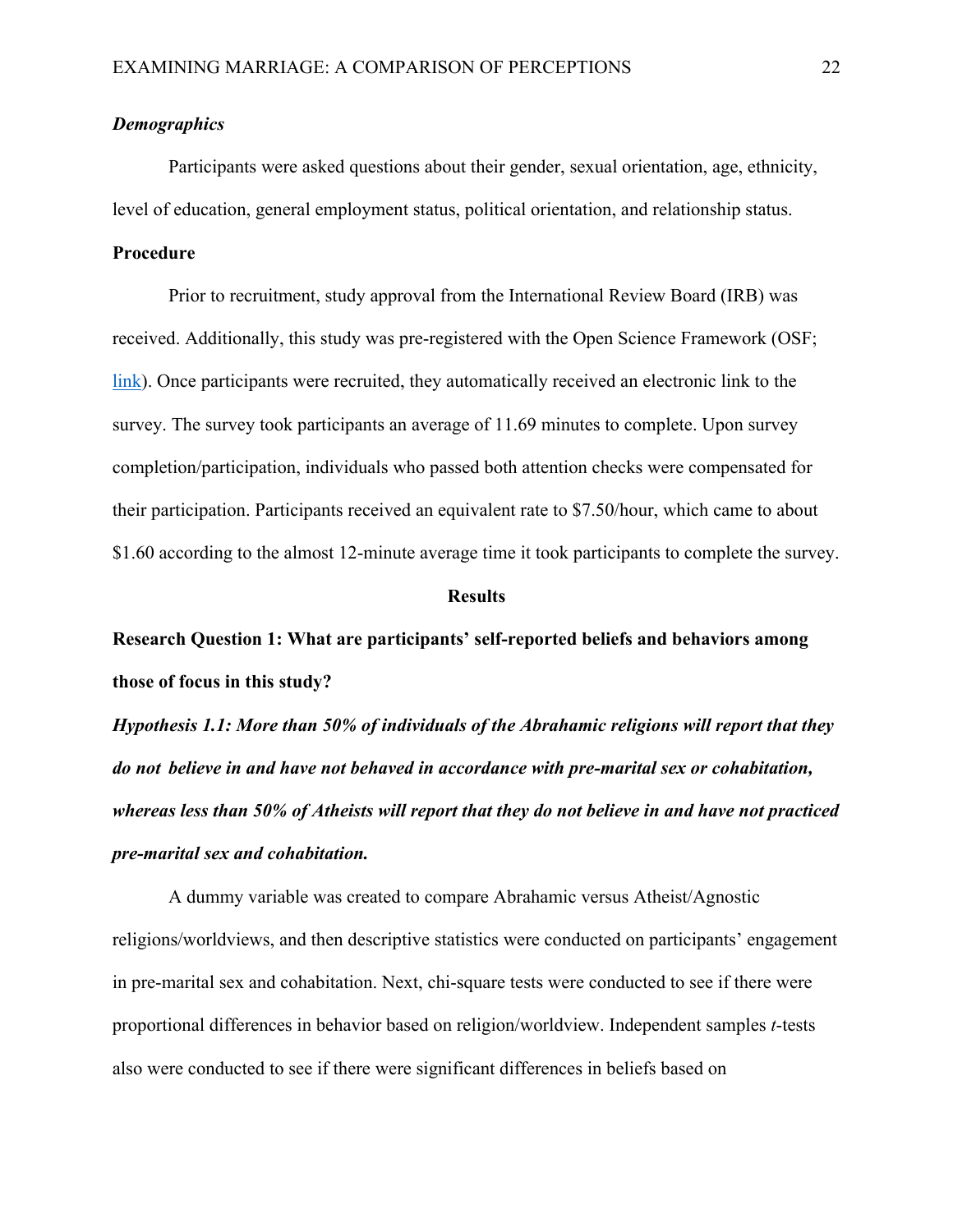***Demographics***

Participants were asked questions about their gender, sexual orientation, age, ethnicity, level of education, general employment status, political orientation, and relationship status.

**Procedure**

Prior to recruitment, study approval from the International Review Board (IRB) was received. Additionally, this study was pre-registered with the Open Science Framework (OSF; link). Once participants were recruited, they automatically received an electronic link to the survey. The survey took participants an average of 11.69 minutes to complete. Upon survey completion/participation, individuals who passed both attention checks were compensated for their participation. Participants received an equivalent rate to $7.50/hour, which came to about $1.60 according to the almost 12-minute average time it took participants to complete the survey.

## Results

**Research Question 1: What are participants' self-reported beliefs and behaviors among those of focus in this study?**

***Hypothesis 1.1: More than 50% of individuals of the Abrahamic religions will report that they do not believe in and have not behaved in accordance with pre-marital sex or cohabitation, whereas less than 50% of Atheists will report that they do not believe in and have not practiced pre-marital sex and cohabitation.***

A dummy variable was created to compare Abrahamic versus Atheist/Agnostic religions/worldviews, and then descriptive statistics were conducted on participants' engagement in pre-marital sex and cohabitation. Next, chi-square tests were conducted to see if there were proportional differences in behavior based on religion/worldview. Independent samples *t*-tests also were conducted to see if there were significant differences in beliefs based on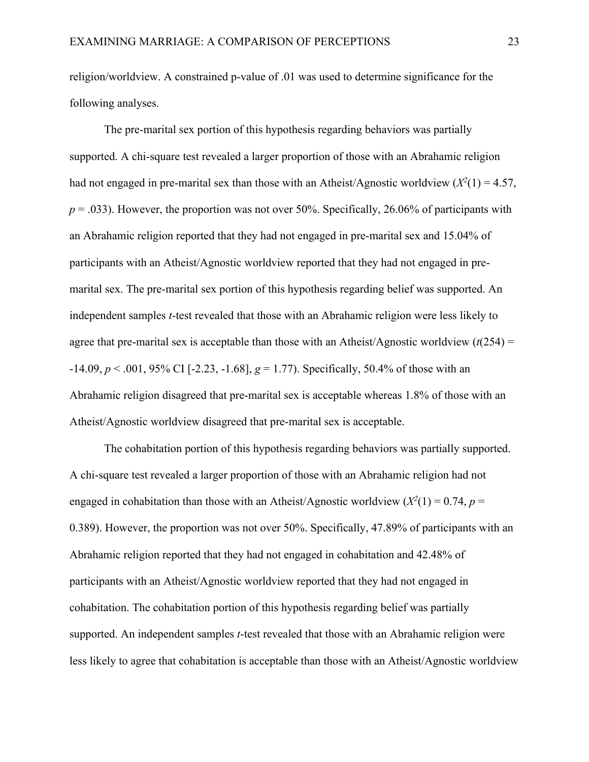religion/worldview. A constrained p-value of .01 was used to determine significance for the following analyses.

The pre-marital sex portion of this hypothesis regarding behaviors was partially supported. A chi-square test revealed a larger proportion of those with an Abrahamic religion had not engaged in pre-marital sex than those with an Atheist/Agnostic worldview ($X^2(1) = 4.57$, $p = .033$). However, the proportion was not over 50%. Specifically, 26.06% of participants with an Abrahamic religion reported that they had not engaged in pre-marital sex and 15.04% of participants with an Atheist/Agnostic worldview reported that they had not engaged in pre-marital sex. The pre-marital sex portion of this hypothesis regarding belief was supported. An independent samples *t*-test revealed that those with an Abrahamic religion were less likely to agree that pre-marital sex is acceptable than those with an Atheist/Agnostic worldview ($t(254) = -14.09$, $p < .001$, 95% CI [-2.23, -1.68], $g = 1.77$). Specifically, 50.4% of those with an Abrahamic religion disagreed that pre-marital sex is acceptable whereas 1.8% of those with an Atheist/Agnostic worldview disagreed that pre-marital sex is acceptable.

The cohabitation portion of this hypothesis regarding behaviors was partially supported. A chi-square test revealed a larger proportion of those with an Abrahamic religion had not engaged in cohabitation than those with an Atheist/Agnostic worldview ($X^2(1) = 0.74$, $p = 0.389$). However, the proportion was not over 50%. Specifically, 47.89% of participants with an Abrahamic religion reported that they had not engaged in cohabitation and 42.48% of participants with an Atheist/Agnostic worldview reported that they had not engaged in cohabitation. The cohabitation portion of this hypothesis regarding belief was partially supported. An independent samples *t*-test revealed that those with an Abrahamic religion were less likely to agree that cohabitation is acceptable than those with an Atheist/Agnostic worldview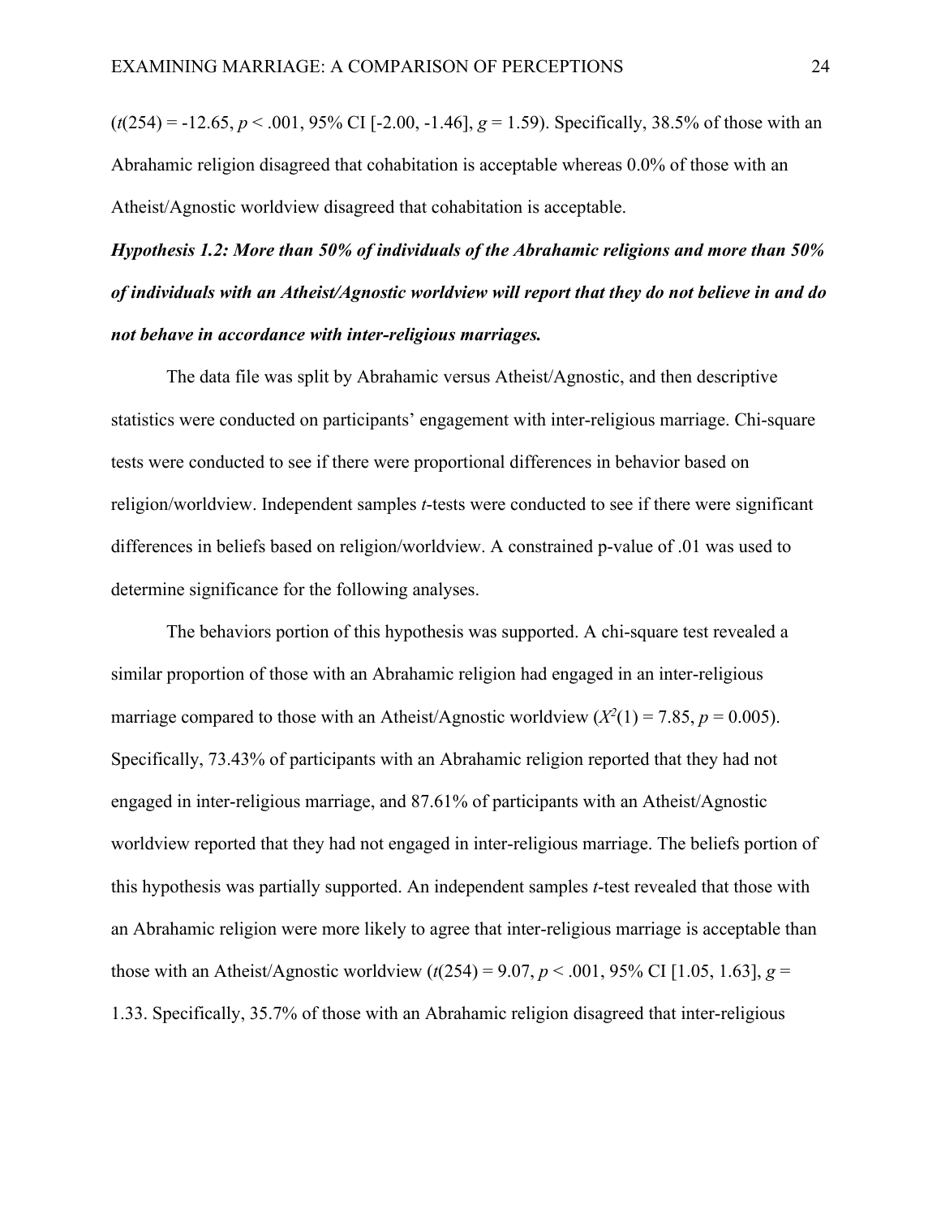($t(254) = -12.65$, $p < .001$, 95% CI [-2.00, -1.46], $g = 1.59$). Specifically, 38.5% of those with an Abrahamic religion disagreed that cohabitation is acceptable whereas 0.0% of those with an Atheist/Agnostic worldview disagreed that cohabitation is acceptable.

***Hypothesis 1.2: More than 50% of individuals of the Abrahamic religions and more than 50% of individuals with an Atheist/Agnostic worldview will report that they do not believe in and do not behave in accordance with inter-religious marriages.***

The data file was split by Abrahamic versus Atheist/Agnostic, and then descriptive statistics were conducted on participants' engagement with inter-religious marriage. Chi-square tests were conducted to see if there were proportional differences in behavior based on religion/worldview. Independent samples *t*-tests were conducted to see if there were significant differences in beliefs based on religion/worldview. A constrained p-value of .01 was used to determine significance for the following analyses.

The behaviors portion of this hypothesis was supported. A chi-square test revealed a similar proportion of those with an Abrahamic religion had engaged in an inter-religious marriage compared to those with an Atheist/Agnostic worldview ($X^2(1) = 7.85$, $p = 0.005$). Specifically, 73.43% of participants with an Abrahamic religion reported that they had not engaged in inter-religious marriage, and 87.61% of participants with an Atheist/Agnostic worldview reported that they had not engaged in inter-religious marriage. The beliefs portion of this hypothesis was partially supported. An independent samples *t*-test revealed that those with an Abrahamic religion were more likely to agree that inter-religious marriage is acceptable than those with an Atheist/Agnostic worldview ($t(254) = 9.07$, $p < .001$, 95% CI [1.05, 1.63], $g =$ 1.33. Specifically, 35.7% of those with an Abrahamic religion disagreed that inter-religious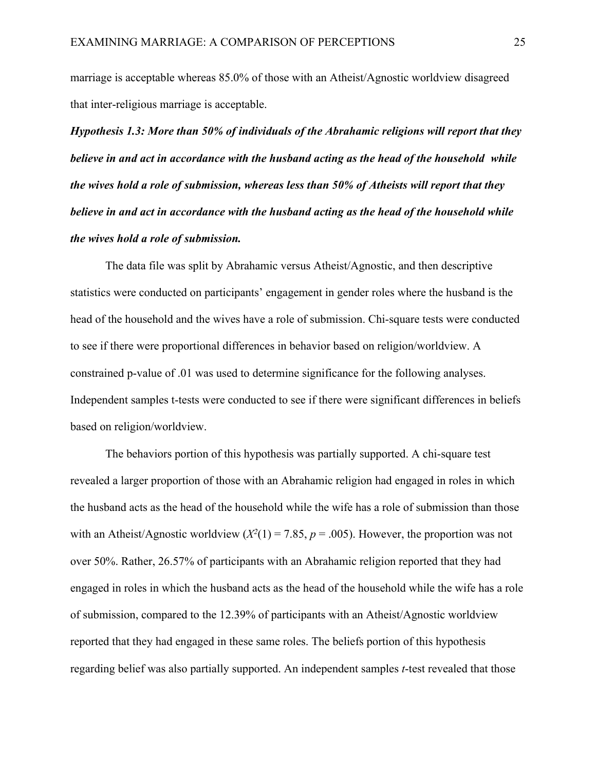marriage is acceptable whereas 85.0% of those with an Atheist/Agnostic worldview disagreed that inter-religious marriage is acceptable.

***Hypothesis 1.3: More than 50% of individuals of the Abrahamic religions will report that they believe in and act in accordance with the husband acting as the head of the household while the wives hold a role of submission, whereas less than 50% of Atheists will report that they believe in and act in accordance with the husband acting as the head of the household while the wives hold a role of submission.***

The data file was split by Abrahamic versus Atheist/Agnostic, and then descriptive statistics were conducted on participants' engagement in gender roles where the husband is the head of the household and the wives have a role of submission. Chi-square tests were conducted to see if there were proportional differences in behavior based on religion/worldview. A constrained p-value of .01 was used to determine significance for the following analyses. Independent samples t-tests were conducted to see if there were significant differences in beliefs based on religion/worldview.

The behaviors portion of this hypothesis was partially supported. A chi-square test revealed a larger proportion of those with an Abrahamic religion had engaged in roles in which the husband acts as the head of the household while the wife has a role of submission than those with an Atheist/Agnostic worldview ($X^2(1) = 7.85$, $p = .005$). However, the proportion was not over 50%. Rather, 26.57% of participants with an Abrahamic religion reported that they had engaged in roles in which the husband acts as the head of the household while the wife has a role of submission, compared to the 12.39% of participants with an Atheist/Agnostic worldview reported that they had engaged in these same roles. The beliefs portion of this hypothesis regarding belief was also partially supported. An independent samples *t*-test revealed that those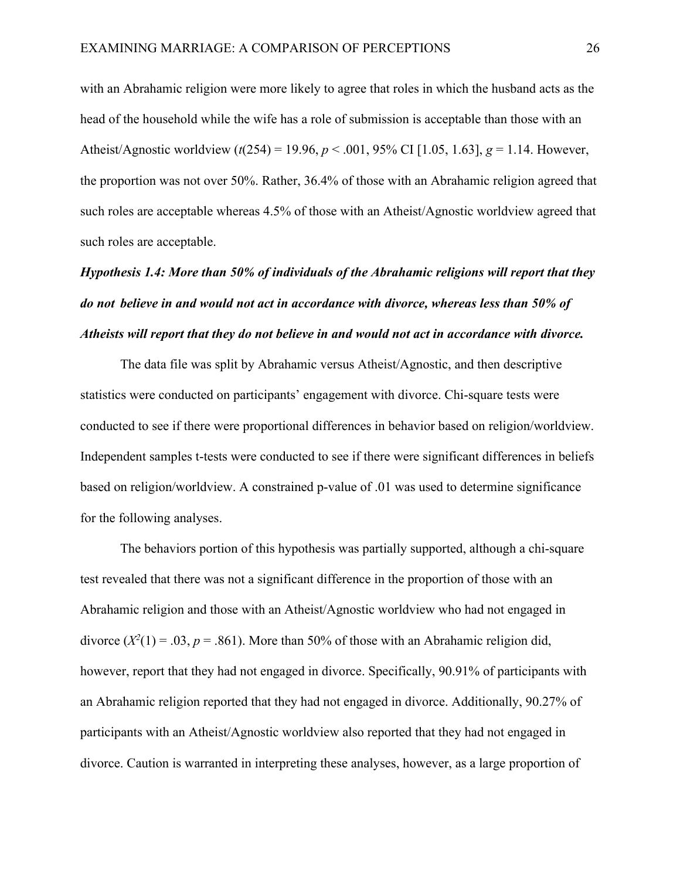with an Abrahamic religion were more likely to agree that roles in which the husband acts as the head of the household while the wife has a role of submission is acceptable than those with an Atheist/Agnostic worldview ($t(254) = 19.96$, $p < .001$, 95% CI [1.05, 1.63], $g = 1.14$. However, the proportion was not over 50%. Rather, 36.4% of those with an Abrahamic religion agreed that such roles are acceptable whereas 4.5% of those with an Atheist/Agnostic worldview agreed that such roles are acceptable.

***Hypothesis 1.4: More than 50% of individuals of the Abrahamic religions will report that they do not believe in and would not act in accordance with divorce, whereas less than 50% of Atheists will report that they do not believe in and would not act in accordance with divorce.***

The data file was split by Abrahamic versus Atheist/Agnostic, and then descriptive statistics were conducted on participants' engagement with divorce. Chi-square tests were conducted to see if there were proportional differences in behavior based on religion/worldview. Independent samples t-tests were conducted to see if there were significant differences in beliefs based on religion/worldview. A constrained p-value of .01 was used to determine significance for the following analyses.

The behaviors portion of this hypothesis was partially supported, although a chi-square test revealed that there was not a significant difference in the proportion of those with an Abrahamic religion and those with an Atheist/Agnostic worldview who had not engaged in divorce ($X^2(1) = .03$, $p = .861$). More than 50% of those with an Abrahamic religion did, however, report that they had not engaged in divorce. Specifically, 90.91% of participants with an Abrahamic religion reported that they had not engaged in divorce. Additionally, 90.27% of participants with an Atheist/Agnostic worldview also reported that they had not engaged in divorce. Caution is warranted in interpreting these analyses, however, as a large proportion of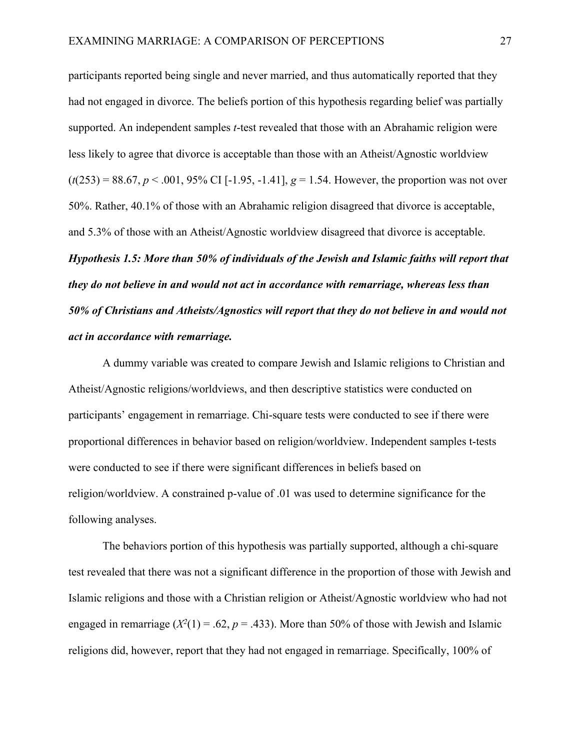participants reported being single and never married, and thus automatically reported that they had not engaged in divorce. The beliefs portion of this hypothesis regarding belief was partially supported. An independent samples *t*-test revealed that those with an Abrahamic religion were less likely to agree that divorce is acceptable than those with an Atheist/Agnostic worldview ($t(253) = 88.67$, $p < .001$, 95% CI [-1.95, -1.41], $g = 1.54$. However, the proportion was not over 50%. Rather, 40.1% of those with an Abrahamic religion disagreed that divorce is acceptable, and 5.3% of those with an Atheist/Agnostic worldview disagreed that divorce is acceptable.

***Hypothesis 1.5: More than 50% of individuals of the Jewish and Islamic faiths will report that they do not believe in and would not act in accordance with remarriage, whereas less than 50% of Christians and Atheists/Agnostics will report that they do not believe in and would not act in accordance with remarriage.***

A dummy variable was created to compare Jewish and Islamic religions to Christian and Atheist/Agnostic religions/worldviews, and then descriptive statistics were conducted on participants' engagement in remarriage. Chi-square tests were conducted to see if there were proportional differences in behavior based on religion/worldview. Independent samples t-tests were conducted to see if there were significant differences in beliefs based on religion/worldview. A constrained p-value of .01 was used to determine significance for the following analyses.

The behaviors portion of this hypothesis was partially supported, although a chi-square test revealed that there was not a significant difference in the proportion of those with Jewish and Islamic religions and those with a Christian religion or Atheist/Agnostic worldview who had not engaged in remarriage ($X^2(1) = .62$, $p = .433$). More than 50% of those with Jewish and Islamic religions did, however, report that they had not engaged in remarriage. Specifically, 100% of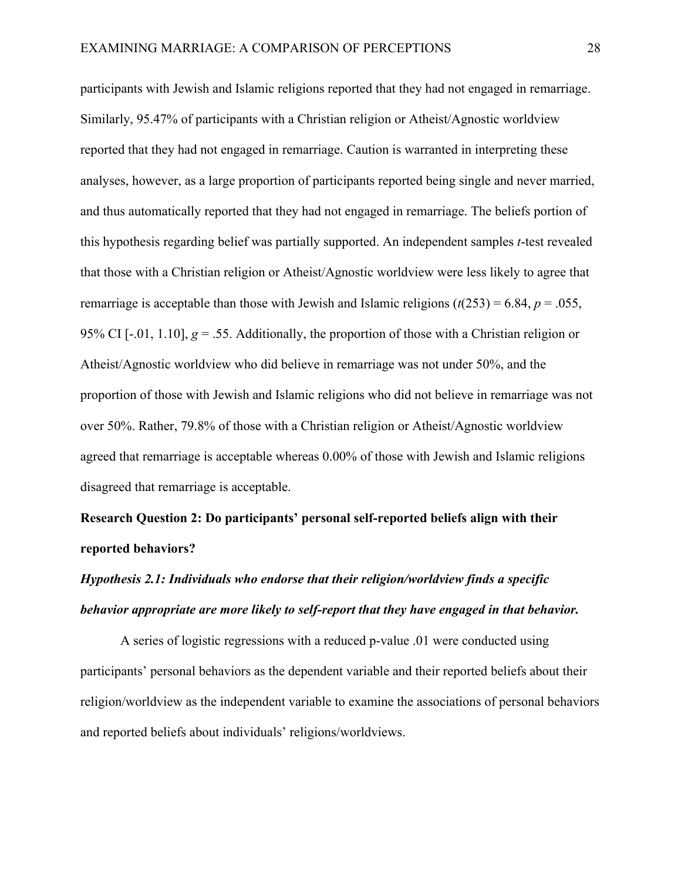participants with Jewish and Islamic religions reported that they had not engaged in remarriage. Similarly, 95.47% of participants with a Christian religion or Atheist/Agnostic worldview reported that they had not engaged in remarriage. Caution is warranted in interpreting these analyses, however, as a large proportion of participants reported being single and never married, and thus automatically reported that they had not engaged in remarriage. The beliefs portion of this hypothesis regarding belief was partially supported. An independent samples $t$-test revealed that those with a Christian religion or Atheist/Agnostic worldview were less likely to agree that remarriage is acceptable than those with Jewish and Islamic religions ($t(253) = 6.84$, $p = .055$, 95% CI [-.01, 1.10], $g = .55$. Additionally, the proportion of those with a Christian religion or Atheist/Agnostic worldview who did believe in remarriage was not under 50%, and the proportion of those with Jewish and Islamic religions who did not believe in remarriage was not over 50%. Rather, 79.8% of those with a Christian religion or Atheist/Agnostic worldview agreed that remarriage is acceptable whereas 0.00% of those with Jewish and Islamic religions disagreed that remarriage is acceptable.

**Research Question 2: Do participants' personal self-reported beliefs align with their reported behaviors?**

***Hypothesis 2.1: Individuals who endorse that their religion/worldview finds a specific behavior appropriate are more likely to self-report that they have engaged in that behavior.***

A series of logistic regressions with a reduced p-value .01 were conducted using participants' personal behaviors as the dependent variable and their reported beliefs about their religion/worldview as the independent variable to examine the associations of personal behaviors and reported beliefs about individuals' religions/worldviews.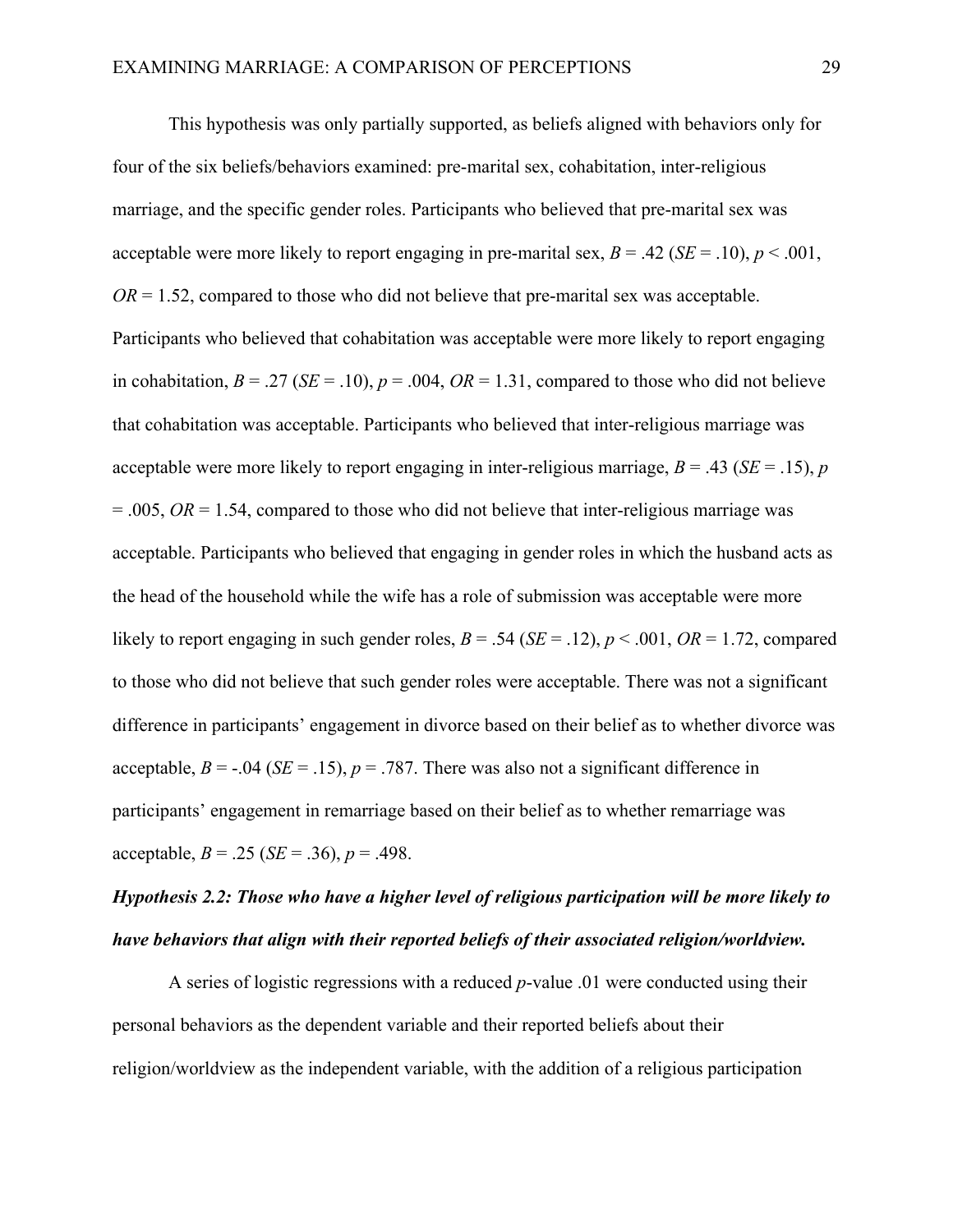This hypothesis was only partially supported, as beliefs aligned with behaviors only for four of the six beliefs/behaviors examined: pre-marital sex, cohabitation, inter-religious marriage, and the specific gender roles. Participants who believed that pre-marital sex was acceptable were more likely to report engaging in pre-marital sex, $B = .42$ ($SE = .10$), $p < .001$, $OR = 1.52$, compared to those who did not believe that pre-marital sex was acceptable. Participants who believed that cohabitation was acceptable were more likely to report engaging in cohabitation, $B = .27$ ($SE = .10$), $p = .004$, $OR = 1.31$, compared to those who did not believe that cohabitation was acceptable. Participants who believed that inter-religious marriage was acceptable were more likely to report engaging in inter-religious marriage, $B = .43$ ($SE = .15$), $p = .005$, $OR = 1.54$, compared to those who did not believe that inter-religious marriage was acceptable. Participants who believed that engaging in gender roles in which the husband acts as the head of the household while the wife has a role of submission was acceptable were more likely to report engaging in such gender roles, $B = .54$ ($SE = .12$), $p < .001$, $OR = 1.72$, compared to those who did not believe that such gender roles were acceptable. There was not a significant difference in participants' engagement in divorce based on their belief as to whether divorce was acceptable, $B = -.04$ ($SE = .15$), $p = .787$. There was also not a significant difference in participants' engagement in remarriage based on their belief as to whether remarriage was acceptable, $B = .25$ ($SE = .36$), $p = .498$.

***Hypothesis 2.2: Those who have a higher level of religious participation will be more likely to have behaviors that align with their reported beliefs of their associated religion/worldview.***

A series of logistic regressions with a reduced *p*-value .01 were conducted using their personal behaviors as the dependent variable and their reported beliefs about their religion/worldview as the independent variable, with the addition of a religious participation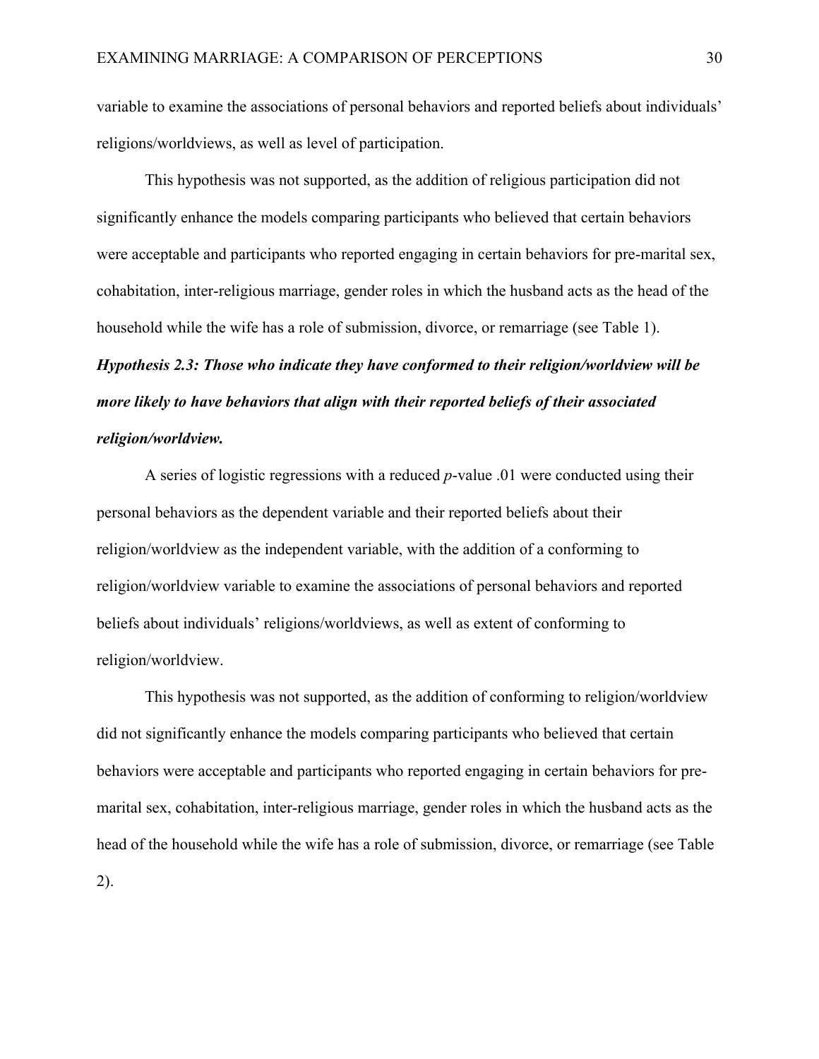variable to examine the associations of personal behaviors and reported beliefs about individuals' religions/worldviews, as well as level of participation.

This hypothesis was not supported, as the addition of religious participation did not significantly enhance the models comparing participants who believed that certain behaviors were acceptable and participants who reported engaging in certain behaviors for pre-marital sex, cohabitation, inter-religious marriage, gender roles in which the husband acts as the head of the household while the wife has a role of submission, divorce, or remarriage (see Table 1).

***Hypothesis 2.3: Those who indicate they have conformed to their religion/worldview will be more likely to have behaviors that align with their reported beliefs of their associated religion/worldview.***

A series of logistic regressions with a reduced *p*-value .01 were conducted using their personal behaviors as the dependent variable and their reported beliefs about their religion/worldview as the independent variable, with the addition of a conforming to religion/worldview variable to examine the associations of personal behaviors and reported beliefs about individuals' religions/worldviews, as well as extent of conforming to religion/worldview.

This hypothesis was not supported, as the addition of conforming to religion/worldview did not significantly enhance the models comparing participants who believed that certain behaviors were acceptable and participants who reported engaging in certain behaviors for pre-marital sex, cohabitation, inter-religious marriage, gender roles in which the husband acts as the head of the household while the wife has a role of submission, divorce, or remarriage (see Table 2).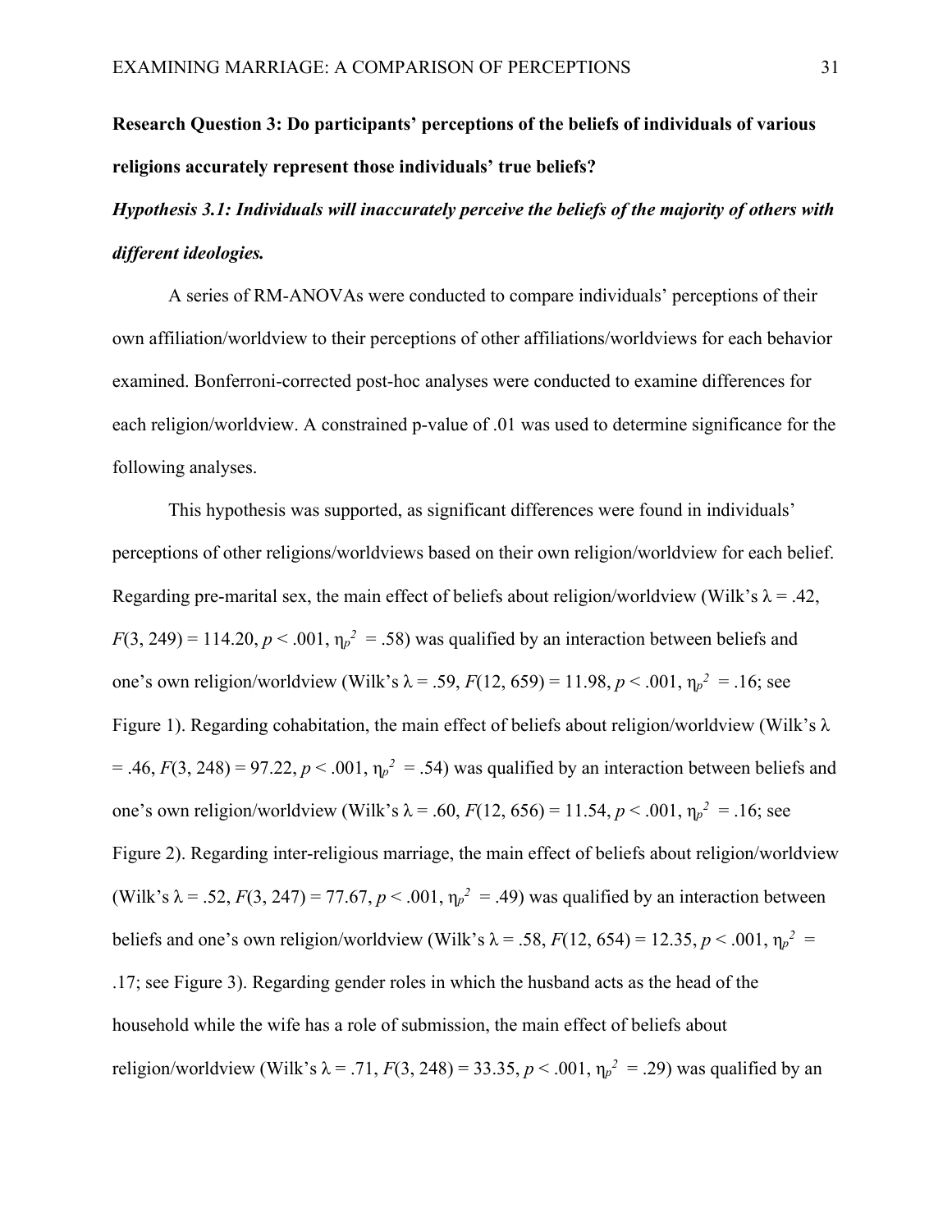**Research Question 3: Do participants' perceptions of the beliefs of individuals of various religions accurately represent those individuals' true beliefs?**

***Hypothesis 3.1: Individuals will inaccurately perceive the beliefs of the majority of others with different ideologies.***

A series of RM-ANOVAs were conducted to compare individuals' perceptions of their own affiliation/worldview to their perceptions of other affiliations/worldviews for each behavior examined. Bonferroni-corrected post-hoc analyses were conducted to examine differences for each religion/worldview. A constrained p-value of .01 was used to determine significance for the following analyses.

This hypothesis was supported, as significant differences were found in individuals' perceptions of other religions/worldviews based on their own religion/worldview for each belief. Regarding pre-marital sex, the main effect of beliefs about religion/worldview (Wilk's $\lambda = .42$, $F(3, 249) = 114.20$, $p < .001$, $\eta_p^2 = .58$) was qualified by an interaction between beliefs and one's own religion/worldview (Wilk's $\lambda = .59$, $F(12, 659) = 11.98$, $p < .001$, $\eta_p^2 = .16$; see Figure 1). Regarding cohabitation, the main effect of beliefs about religion/worldview (Wilk's $\lambda = .46$, $F(3, 248) = 97.22$, $p < .001$, $\eta_p^2 = .54$) was qualified by an interaction between beliefs and one's own religion/worldview (Wilk's $\lambda = .60$, $F(12, 656) = 11.54$, $p < .001$, $\eta_p^2 = .16$; see Figure 2). Regarding inter-religious marriage, the main effect of beliefs about religion/worldview (Wilk's $\lambda = .52$, $F(3, 247) = 77.67$, $p < .001$, $\eta_p^2 = .49$) was qualified by an interaction between beliefs and one's own religion/worldview (Wilk's $\lambda = .58$, $F(12, 654) = 12.35$, $p < .001$, $\eta_p^2 = .17$; see Figure 3). Regarding gender roles in which the husband acts as the head of the household while the wife has a role of submission, the main effect of beliefs about religion/worldview (Wilk's $\lambda = .71$, $F(3, 248) = 33.35$, $p < .001$, $\eta_p^2 = .29$) was qualified by an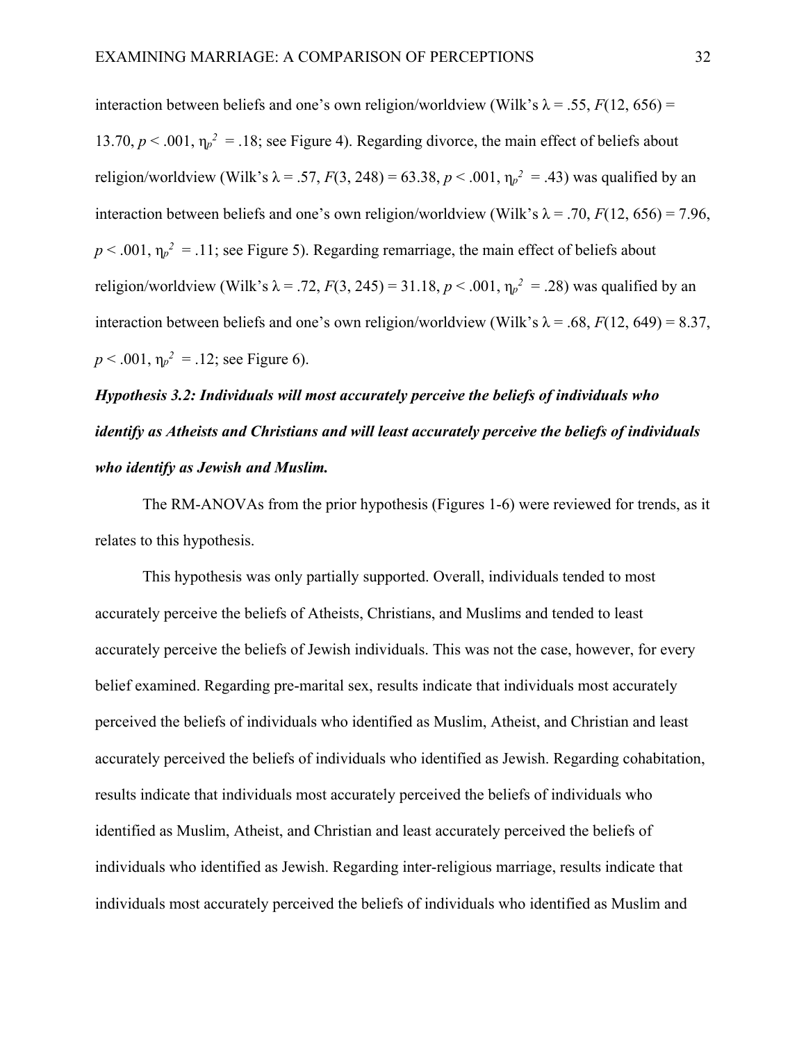interaction between beliefs and one's own religion/worldview (Wilk's $\lambda = .55$, $F(12, 656) = 13.70$, $p < .001$, $\eta_p^2 = .18$; see Figure 4). Regarding divorce, the main effect of beliefs about religion/worldview (Wilk's $\lambda = .57$, $F(3, 248) = 63.38$, $p < .001$, $\eta_p^2 = .43$) was qualified by an interaction between beliefs and one's own religion/worldview (Wilk's $\lambda = .70$, $F(12, 656) = 7.96$, $p < .001$, $\eta_p^2 = .11$; see Figure 5). Regarding remarriage, the main effect of beliefs about religion/worldview (Wilk's $\lambda = .72$, $F(3, 245) = 31.18$, $p < .001$, $\eta_p^2 = .28$) was qualified by an interaction between beliefs and one's own religion/worldview (Wilk's $\lambda = .68$, $F(12, 649) = 8.37$, $p < .001$, $\eta_p^2 = .12$; see Figure 6).

***Hypothesis 3.2: Individuals will most accurately perceive the beliefs of individuals who identify as Atheists and Christians and will least accurately perceive the beliefs of individuals who identify as Jewish and Muslim.***

The RM-ANOVAs from the prior hypothesis (Figures 1-6) were reviewed for trends, as it relates to this hypothesis.

This hypothesis was only partially supported. Overall, individuals tended to most accurately perceive the beliefs of Atheists, Christians, and Muslims and tended to least accurately perceive the beliefs of Jewish individuals. This was not the case, however, for every belief examined. Regarding pre-marital sex, results indicate that individuals most accurately perceived the beliefs of individuals who identified as Muslim, Atheist, and Christian and least accurately perceived the beliefs of individuals who identified as Jewish. Regarding cohabitation, results indicate that individuals most accurately perceived the beliefs of individuals who identified as Muslim, Atheist, and Christian and least accurately perceived the beliefs of individuals who identified as Jewish. Regarding inter-religious marriage, results indicate that individuals most accurately perceived the beliefs of individuals who identified as Muslim and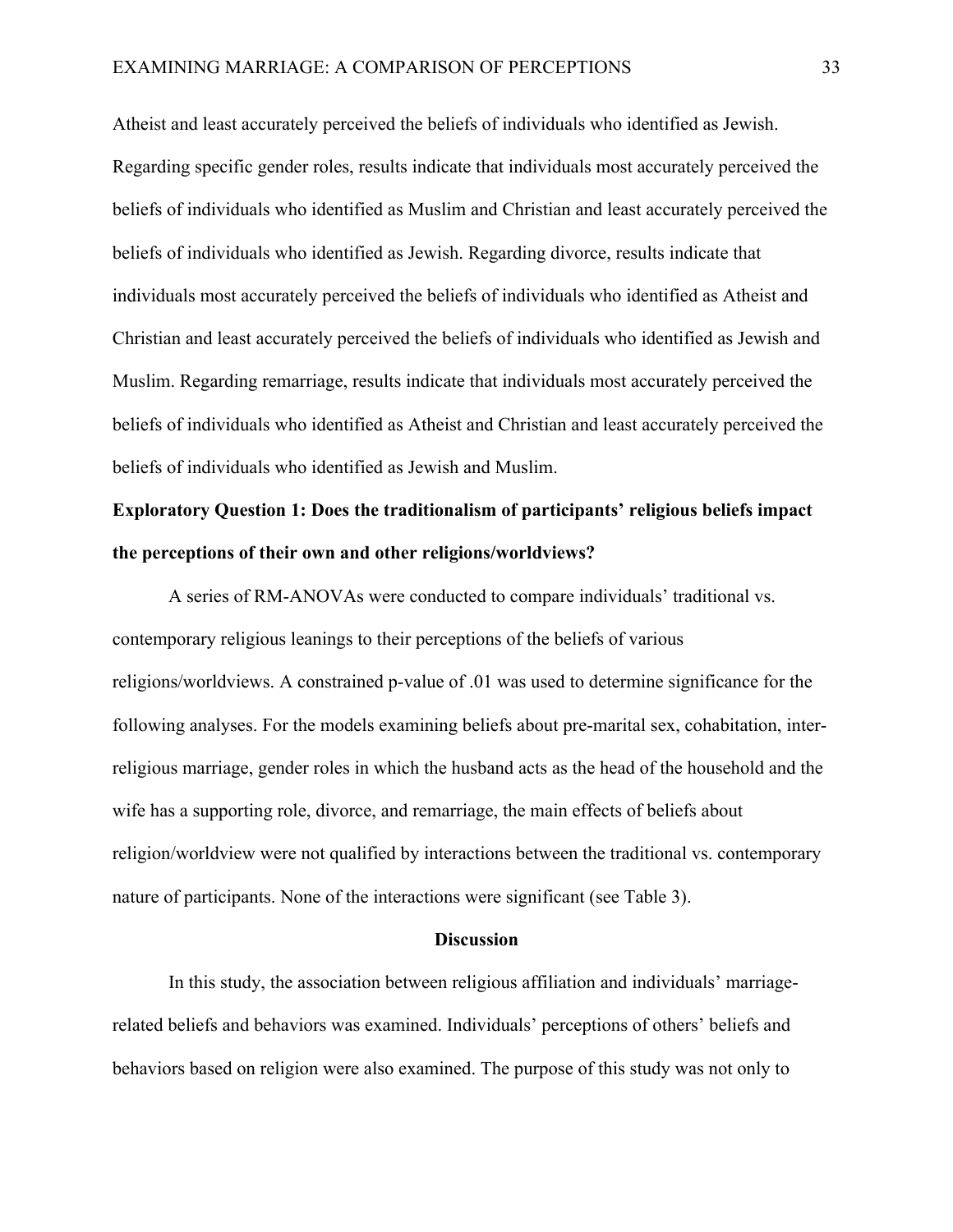Atheist and least accurately perceived the beliefs of individuals who identified as Jewish. Regarding specific gender roles, results indicate that individuals most accurately perceived the beliefs of individuals who identified as Muslim and Christian and least accurately perceived the beliefs of individuals who identified as Jewish. Regarding divorce, results indicate that individuals most accurately perceived the beliefs of individuals who identified as Atheist and Christian and least accurately perceived the beliefs of individuals who identified as Jewish and Muslim. Regarding remarriage, results indicate that individuals most accurately perceived the beliefs of individuals who identified as Atheist and Christian and least accurately perceived the beliefs of individuals who identified as Jewish and Muslim.

**Exploratory Question 1: Does the traditionalism of participants' religious beliefs impact the perceptions of their own and other religions/worldviews?**

A series of RM-ANOVAs were conducted to compare individuals' traditional vs. contemporary religious leanings to their perceptions of the beliefs of various religions/worldviews. A constrained p-value of .01 was used to determine significance for the following analyses. For the models examining beliefs about pre-marital sex, cohabitation, inter-religious marriage, gender roles in which the husband acts as the head of the household and the wife has a supporting role, divorce, and remarriage, the main effects of beliefs about religion/worldview were not qualified by interactions between the traditional vs. contemporary nature of participants. None of the interactions were significant (see Table 3).

## Discussion

In this study, the association between religious affiliation and individuals' marriage-related beliefs and behaviors was examined. Individuals' perceptions of others' beliefs and behaviors based on religion were also examined. The purpose of this study was not only to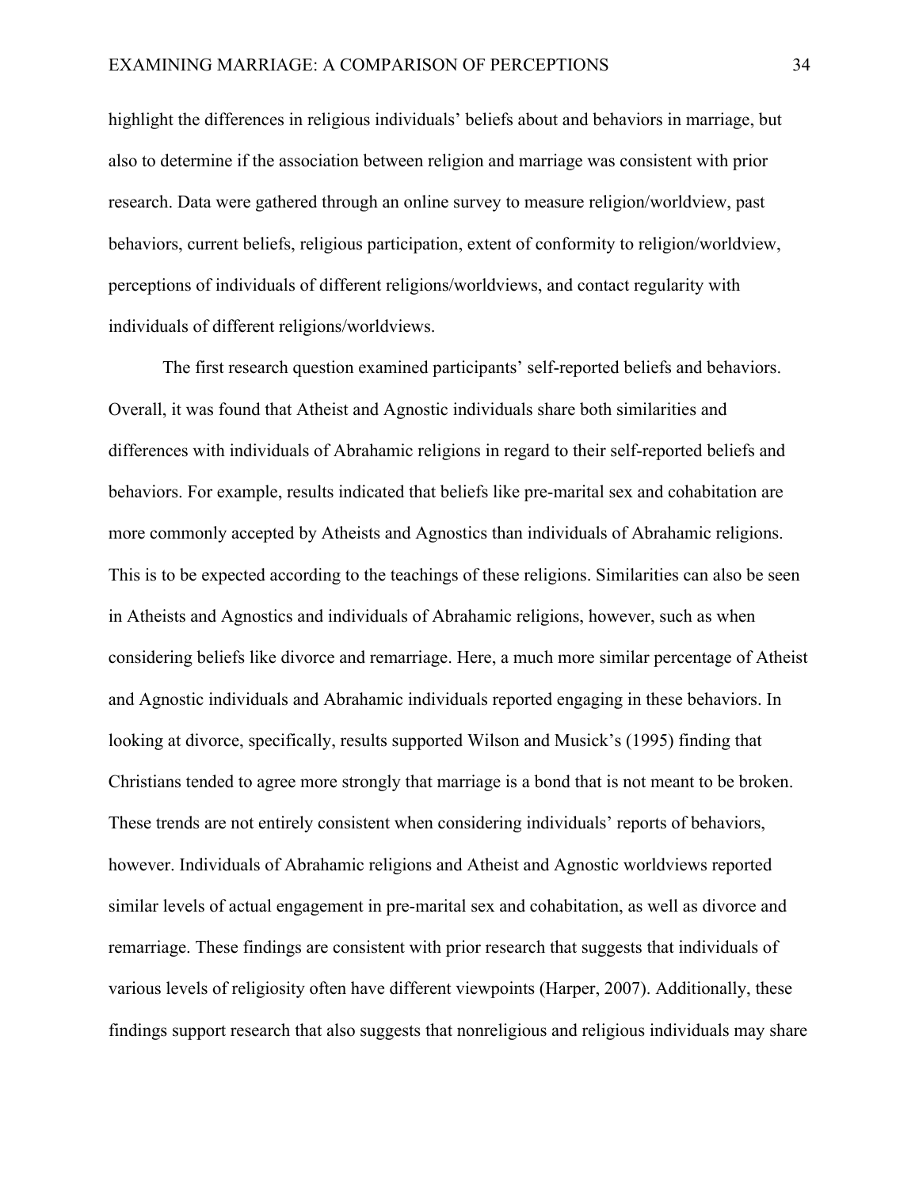highlight the differences in religious individuals' beliefs about and behaviors in marriage, but also to determine if the association between religion and marriage was consistent with prior research. Data were gathered through an online survey to measure religion/worldview, past behaviors, current beliefs, religious participation, extent of conformity to religion/worldview, perceptions of individuals of different religions/worldviews, and contact regularity with individuals of different religions/worldviews.

The first research question examined participants' self-reported beliefs and behaviors. Overall, it was found that Atheist and Agnostic individuals share both similarities and differences with individuals of Abrahamic religions in regard to their self-reported beliefs and behaviors. For example, results indicated that beliefs like pre-marital sex and cohabitation are more commonly accepted by Atheists and Agnostics than individuals of Abrahamic religions. This is to be expected according to the teachings of these religions. Similarities can also be seen in Atheists and Agnostics and individuals of Abrahamic religions, however, such as when considering beliefs like divorce and remarriage. Here, a much more similar percentage of Atheist and Agnostic individuals and Abrahamic individuals reported engaging in these behaviors. In looking at divorce, specifically, results supported Wilson and Musick's (1995) finding that Christians tended to agree more strongly that marriage is a bond that is not meant to be broken. These trends are not entirely consistent when considering individuals' reports of behaviors, however. Individuals of Abrahamic religions and Atheist and Agnostic worldviews reported similar levels of actual engagement in pre-marital sex and cohabitation, as well as divorce and remarriage. These findings are consistent with prior research that suggests that individuals of various levels of religiosity often have different viewpoints (Harper, 2007). Additionally, these findings support research that also suggests that nonreligious and religious individuals may share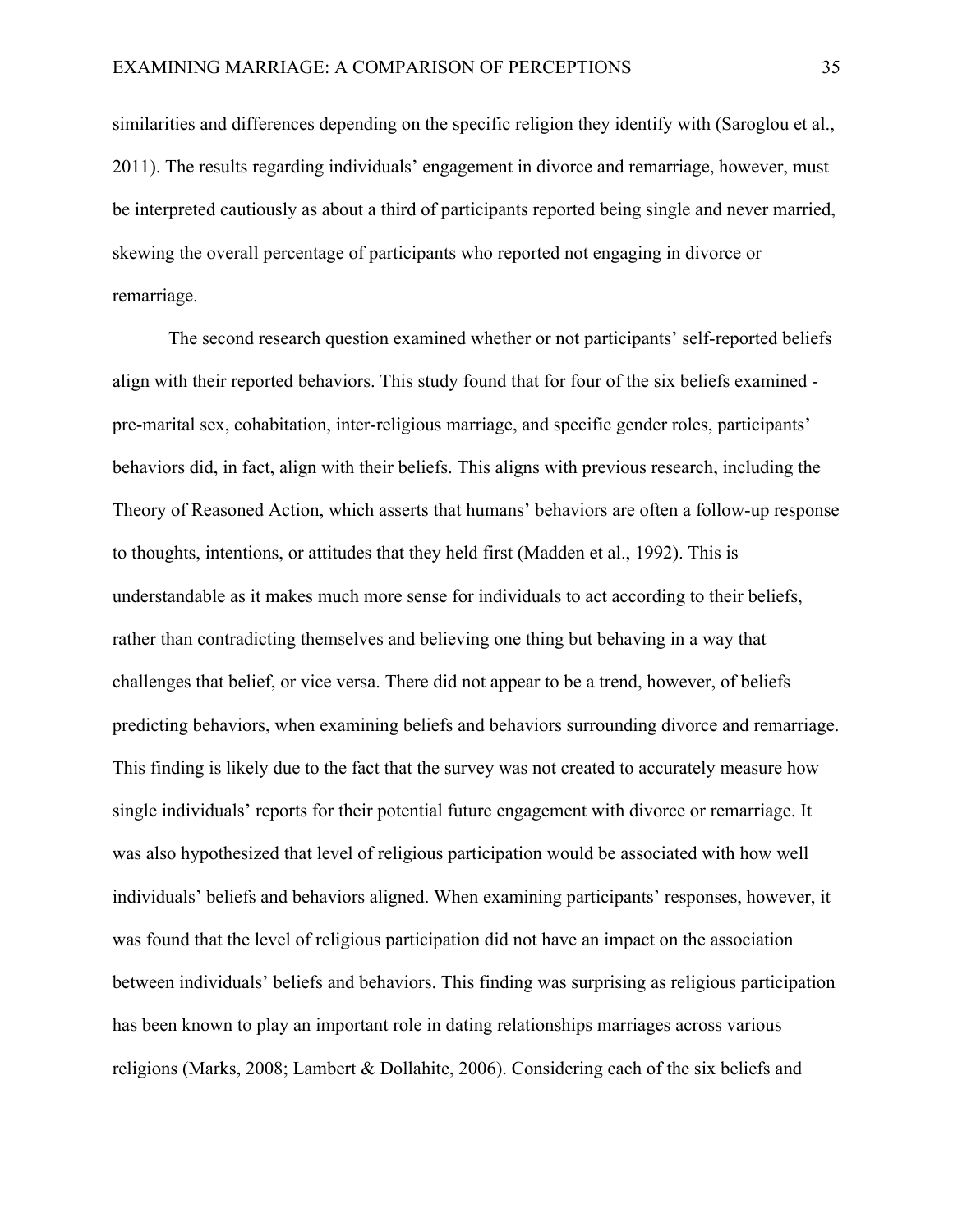similarities and differences depending on the specific religion they identify with (Saroglou et al., 2011). The results regarding individuals' engagement in divorce and remarriage, however, must be interpreted cautiously as about a third of participants reported being single and never married, skewing the overall percentage of participants who reported not engaging in divorce or remarriage.

The second research question examined whether or not participants' self-reported beliefs align with their reported behaviors. This study found that for four of the six beliefs examined - pre-marital sex, cohabitation, inter-religious marriage, and specific gender roles, participants' behaviors did, in fact, align with their beliefs. This aligns with previous research, including the Theory of Reasoned Action, which asserts that humans' behaviors are often a follow-up response to thoughts, intentions, or attitudes that they held first (Madden et al., 1992). This is understandable as it makes much more sense for individuals to act according to their beliefs, rather than contradicting themselves and believing one thing but behaving in a way that challenges that belief, or vice versa. There did not appear to be a trend, however, of beliefs predicting behaviors, when examining beliefs and behaviors surrounding divorce and remarriage. This finding is likely due to the fact that the survey was not created to accurately measure how single individuals' reports for their potential future engagement with divorce or remarriage. It was also hypothesized that level of religious participation would be associated with how well individuals' beliefs and behaviors aligned. When examining participants' responses, however, it was found that the level of religious participation did not have an impact on the association between individuals' beliefs and behaviors. This finding was surprising as religious participation has been known to play an important role in dating relationships marriages across various religions (Marks, 2008; Lambert & Dollahite, 2006). Considering each of the six beliefs and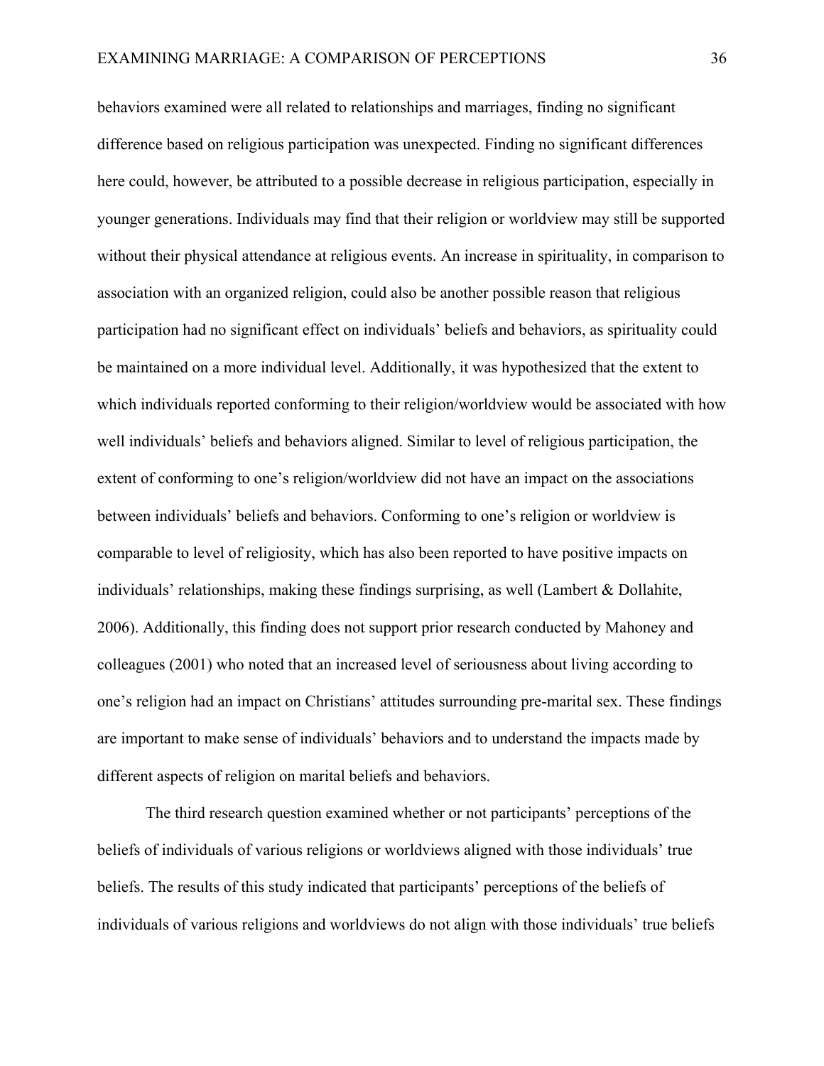behaviors examined were all related to relationships and marriages, finding no significant difference based on religious participation was unexpected. Finding no significant differences here could, however, be attributed to a possible decrease in religious participation, especially in younger generations. Individuals may find that their religion or worldview may still be supported without their physical attendance at religious events. An increase in spirituality, in comparison to association with an organized religion, could also be another possible reason that religious participation had no significant effect on individuals' beliefs and behaviors, as spirituality could be maintained on a more individual level. Additionally, it was hypothesized that the extent to which individuals reported conforming to their religion/worldview would be associated with how well individuals' beliefs and behaviors aligned. Similar to level of religious participation, the extent of conforming to one's religion/worldview did not have an impact on the associations between individuals' beliefs and behaviors. Conforming to one's religion or worldview is comparable to level of religiosity, which has also been reported to have positive impacts on individuals' relationships, making these findings surprising, as well (Lambert & Dollahite, 2006). Additionally, this finding does not support prior research conducted by Mahoney and colleagues (2001) who noted that an increased level of seriousness about living according to one's religion had an impact on Christians' attitudes surrounding pre-marital sex. These findings are important to make sense of individuals' behaviors and to understand the impacts made by different aspects of religion on marital beliefs and behaviors.

The third research question examined whether or not participants' perceptions of the beliefs of individuals of various religions or worldviews aligned with those individuals' true beliefs. The results of this study indicated that participants' perceptions of the beliefs of individuals of various religions and worldviews do not align with those individuals' true beliefs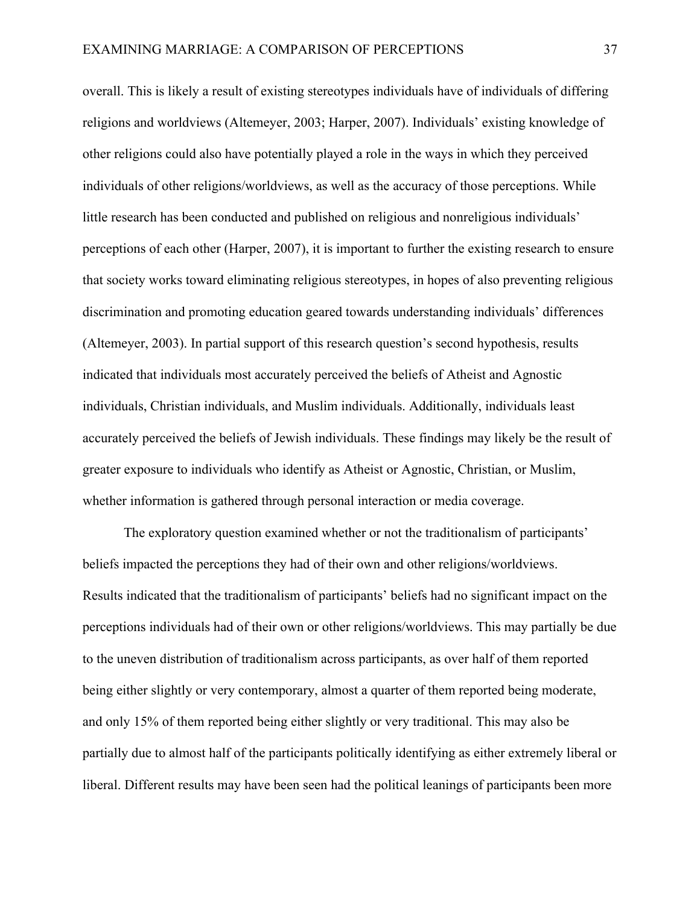overall. This is likely a result of existing stereotypes individuals have of individuals of differing religions and worldviews (Altemeyer, 2003; Harper, 2007). Individuals' existing knowledge of other religions could also have potentially played a role in the ways in which they perceived individuals of other religions/worldviews, as well as the accuracy of those perceptions. While little research has been conducted and published on religious and nonreligious individuals' perceptions of each other (Harper, 2007), it is important to further the existing research to ensure that society works toward eliminating religious stereotypes, in hopes of also preventing religious discrimination and promoting education geared towards understanding individuals' differences (Altemeyer, 2003). In partial support of this research question's second hypothesis, results indicated that individuals most accurately perceived the beliefs of Atheist and Agnostic individuals, Christian individuals, and Muslim individuals. Additionally, individuals least accurately perceived the beliefs of Jewish individuals. These findings may likely be the result of greater exposure to individuals who identify as Atheist or Agnostic, Christian, or Muslim, whether information is gathered through personal interaction or media coverage.

The exploratory question examined whether or not the traditionalism of participants' beliefs impacted the perceptions they had of their own and other religions/worldviews. Results indicated that the traditionalism of participants' beliefs had no significant impact on the perceptions individuals had of their own or other religions/worldviews. This may partially be due to the uneven distribution of traditionalism across participants, as over half of them reported being either slightly or very contemporary, almost a quarter of them reported being moderate, and only 15% of them reported being either slightly or very traditional. This may also be partially due to almost half of the participants politically identifying as either extremely liberal or liberal. Different results may have been seen had the political leanings of participants been more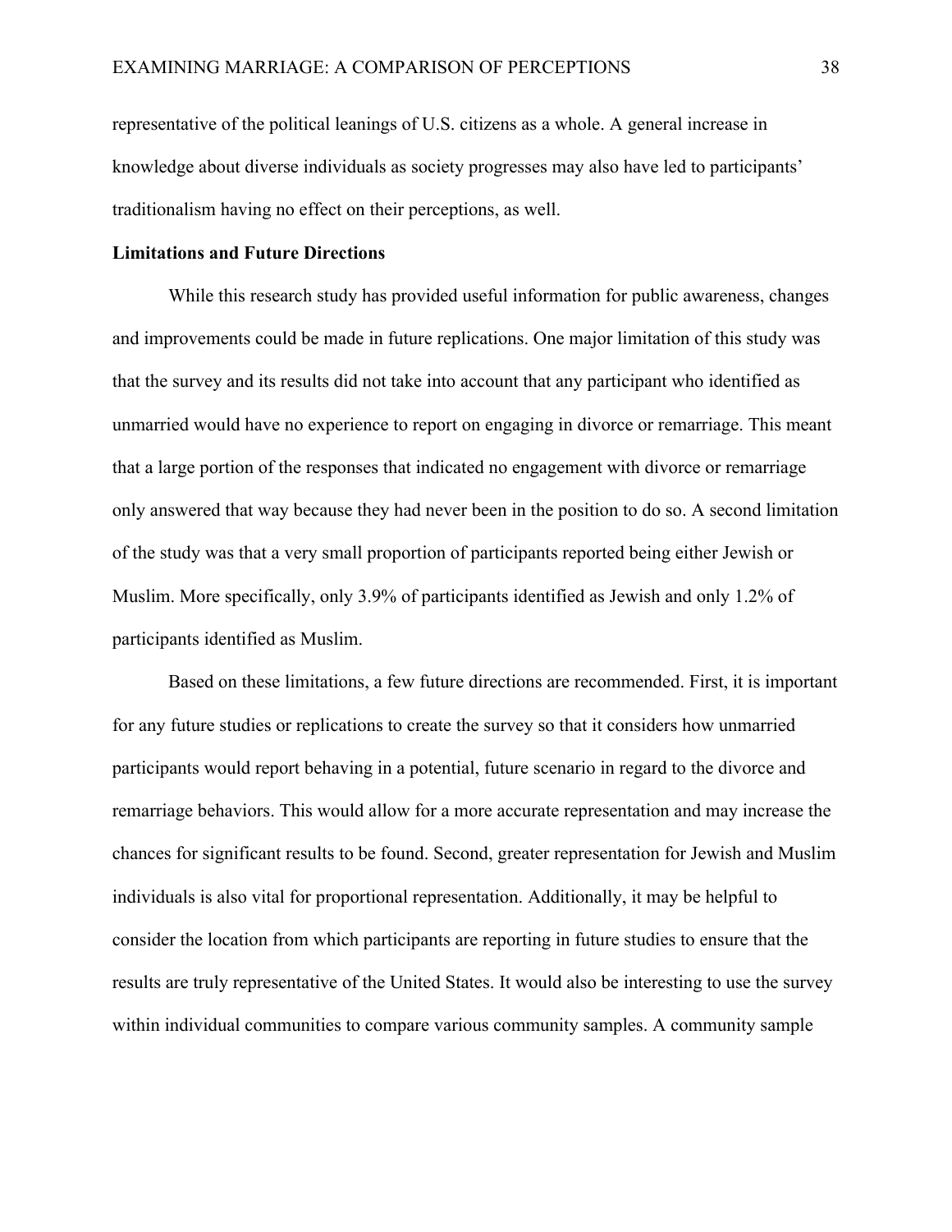representative of the political leanings of U.S. citizens as a whole. A general increase in knowledge about diverse individuals as society progresses may also have led to participants' traditionalism having no effect on their perceptions, as well.

## Limitations and Future Directions

While this research study has provided useful information for public awareness, changes and improvements could be made in future replications. One major limitation of this study was that the survey and its results did not take into account that any participant who identified as unmarried would have no experience to report on engaging in divorce or remarriage. This meant that a large portion of the responses that indicated no engagement with divorce or remarriage only answered that way because they had never been in the position to do so. A second limitation of the study was that a very small proportion of participants reported being either Jewish or Muslim. More specifically, only 3.9% of participants identified as Jewish and only 1.2% of participants identified as Muslim.

Based on these limitations, a few future directions are recommended. First, it is important for any future studies or replications to create the survey so that it considers how unmarried participants would report behaving in a potential, future scenario in regard to the divorce and remarriage behaviors. This would allow for a more accurate representation and may increase the chances for significant results to be found. Second, greater representation for Jewish and Muslim individuals is also vital for proportional representation. Additionally, it may be helpful to consider the location from which participants are reporting in future studies to ensure that the results are truly representative of the United States. It would also be interesting to use the survey within individual communities to compare various community samples. A community sample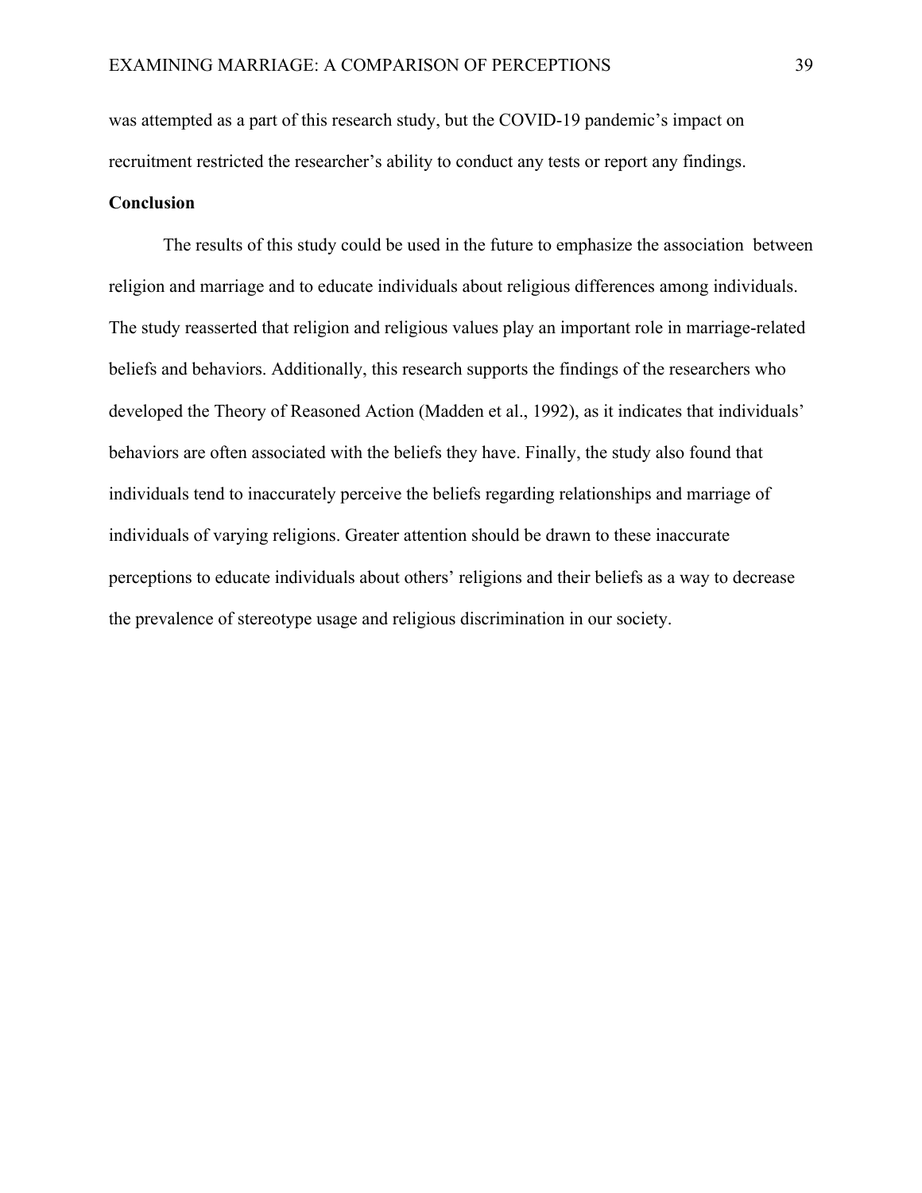was attempted as a part of this research study, but the COVID-19 pandemic's impact on recruitment restricted the researcher's ability to conduct any tests or report any findings.

**Conclusion**

The results of this study could be used in the future to emphasize the association between religion and marriage and to educate individuals about religious differences among individuals. The study reasserted that religion and religious values play an important role in marriage-related beliefs and behaviors. Additionally, this research supports the findings of the researchers who developed the Theory of Reasoned Action (Madden et al., 1992), as it indicates that individuals' behaviors are often associated with the beliefs they have. Finally, the study also found that individuals tend to inaccurately perceive the beliefs regarding relationships and marriage of individuals of varying religions. Greater attention should be drawn to these inaccurate perceptions to educate individuals about others' religions and their beliefs as a way to decrease the prevalence of stereotype usage and religious discrimination in our society.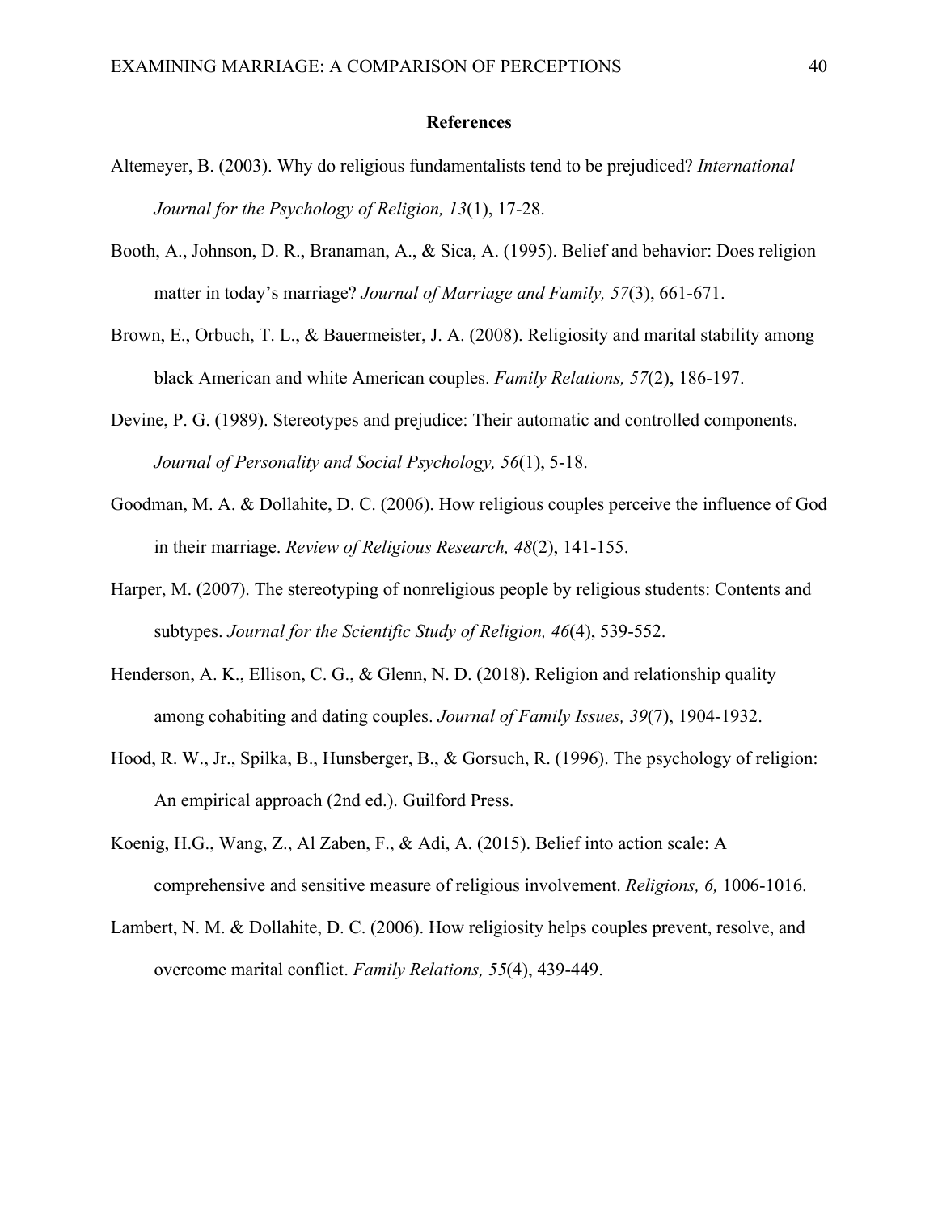# References

Altemeyer, B. (2003). Why do religious fundamentalists tend to be prejudiced? *International Journal for the Psychology of Religion, 13*(1), 17-28.

Booth, A., Johnson, D. R., Branaman, A., & Sica, A. (1995). Belief and behavior: Does religion matter in today's marriage? *Journal of Marriage and Family, 57*(3), 661-671.

Brown, E., Orbuch, T. L., & Bauermeister, J. A. (2008). Religiosity and marital stability among black American and white American couples. *Family Relations, 57*(2), 186-197.

Devine, P. G. (1989). Stereotypes and prejudice: Their automatic and controlled components. *Journal of Personality and Social Psychology, 56*(1), 5-18.

Goodman, M. A. & Dollahite, D. C. (2006). How religious couples perceive the influence of God in their marriage. *Review of Religious Research, 48*(2), 141-155.

Harper, M. (2007). The stereotyping of nonreligious people by religious students: Contents and subtypes. *Journal for the Scientific Study of Religion, 46*(4), 539-552.

Henderson, A. K., Ellison, C. G., & Glenn, N. D. (2018). Religion and relationship quality among cohabiting and dating couples. *Journal of Family Issues, 39*(7), 1904-1932.

Hood, R. W., Jr., Spilka, B., Hunsberger, B., & Gorsuch, R. (1996). The psychology of religion: An empirical approach (2nd ed.). Guilford Press.

Koenig, H.G., Wang, Z., Al Zaben, F., & Adi, A. (2015). Belief into action scale: A comprehensive and sensitive measure of religious involvement. *Religions, 6,* 1006-1016.

Lambert, N. M. & Dollahite, D. C. (2006). How religiosity helps couples prevent, resolve, and overcome marital conflict. *Family Relations, 55*(4), 439-449.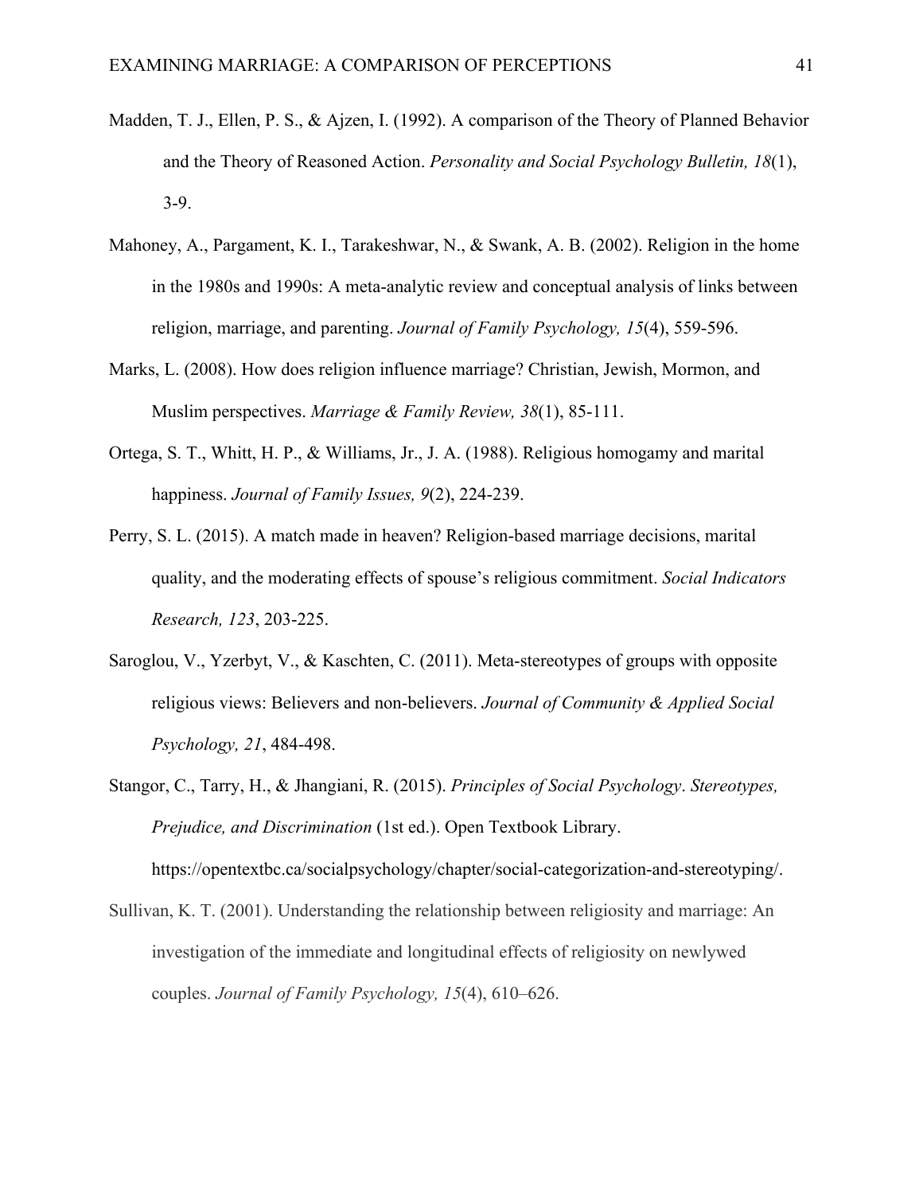Madden, T. J., Ellen, P. S., & Ajzen, I. (1992). A comparison of the Theory of Planned Behavior and the Theory of Reasoned Action. *Personality and Social Psychology Bulletin, 18*(1), 3-9.

Mahoney, A., Pargament, K. I., Tarakeshwar, N., & Swank, A. B. (2002). Religion in the home in the 1980s and 1990s: A meta-analytic review and conceptual analysis of links between religion, marriage, and parenting. *Journal of Family Psychology, 15*(4), 559-596.

Marks, L. (2008). How does religion influence marriage? Christian, Jewish, Mormon, and Muslim perspectives. *Marriage & Family Review, 38*(1), 85-111.

Ortega, S. T., Whitt, H. P., & Williams, Jr., J. A. (1988). Religious homogamy and marital happiness. *Journal of Family Issues, 9*(2), 224-239.

Perry, S. L. (2015). A match made in heaven? Religion-based marriage decisions, marital quality, and the moderating effects of spouse's religious commitment. *Social Indicators Research, 123*, 203-225.

Saroglou, V., Yzerbyt, V., & Kaschten, C. (2011). Meta-stereotypes of groups with opposite religious views: Believers and non-believers. *Journal of Community & Applied Social Psychology, 21*, 484-498.

Stangor, C., Tarry, H., & Jhangiani, R. (2015). *Principles of Social Psychology*. *Stereotypes, Prejudice, and Discrimination* (1st ed.). Open Textbook Library. https://opentextbc.ca/socialpsychology/chapter/social-categorization-and-stereotyping/.

Sullivan, K. T. (2001). Understanding the relationship between religiosity and marriage: An investigation of the immediate and longitudinal effects of religiosity on newlywed couples. *Journal of Family Psychology, 15*(4), 610–626.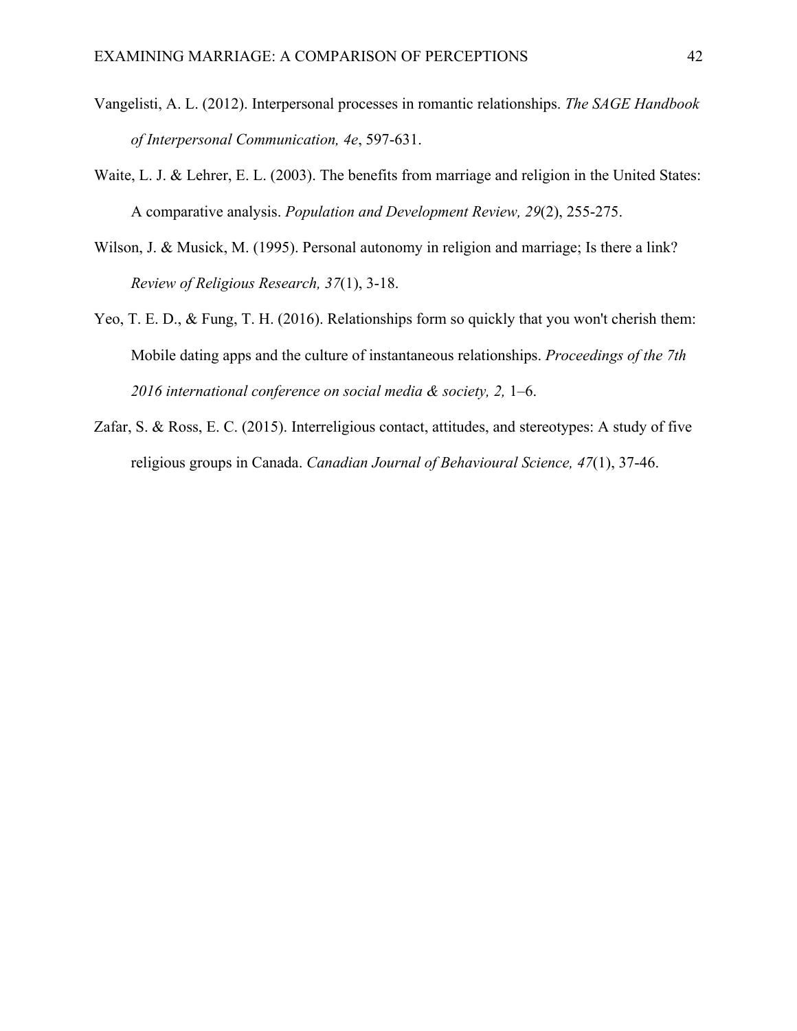Vangelisti, A. L. (2012). Interpersonal processes in romantic relationships. *The SAGE Handbook of Interpersonal Communication, 4e*, 597-631.

Waite, L. J. & Lehrer, E. L. (2003). The benefits from marriage and religion in the United States: A comparative analysis. *Population and Development Review, 29*(2), 255-275.

Wilson, J. & Musick, M. (1995). Personal autonomy in religion and marriage; Is there a link? *Review of Religious Research, 37*(1), 3-18.

Yeo, T. E. D., & Fung, T. H. (2016). Relationships form so quickly that you won't cherish them: Mobile dating apps and the culture of instantaneous relationships. *Proceedings of the 7th 2016 international conference on social media & society, 2,* 1–6.

Zafar, S. & Ross, E. C. (2015). Interreligious contact, attitudes, and stereotypes: A study of five religious groups in Canada. *Canadian Journal of Behavioural Science, 47*(1), 37-46.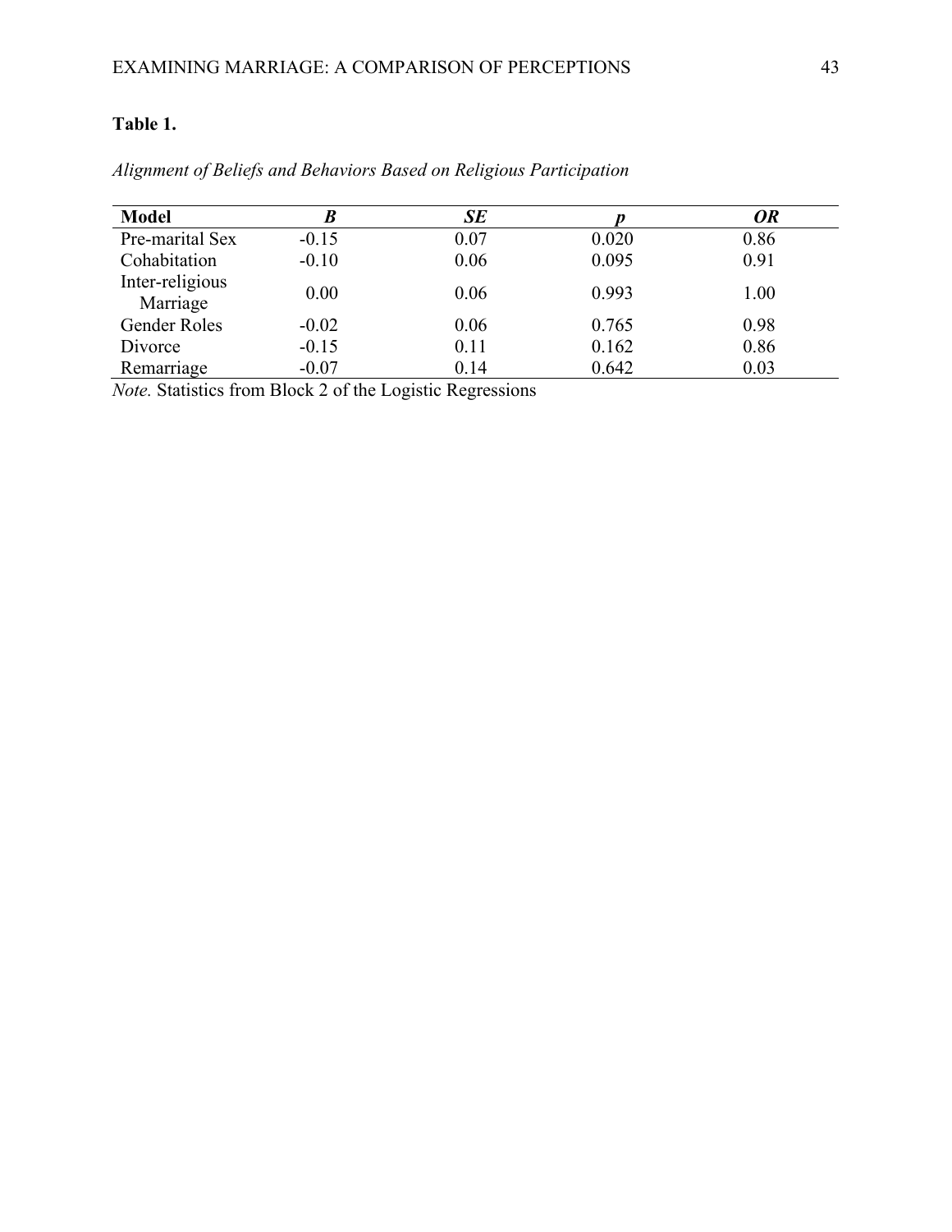**Table 1.**

*Alignment of Beliefs and Behaviors Based on Religious Participation*

| Model | *B* | *SE* | *p* | *OR* |
|---|---|---|---|---|
| Pre-marital Sex | -0.15 | 0.07 | 0.020 | 0.86 |
| Cohabitation | -0.10 | 0.06 | 0.095 | 0.91 |
| Inter-religious Marriage | 0.00 | 0.06 | 0.993 | 1.00 |
| Gender Roles | -0.02 | 0.06 | 0.765 | 0.98 |
| Divorce | -0.15 | 0.11 | 0.162 | 0.86 |
| Remarriage | -0.07 | 0.14 | 0.642 | 0.03 |

*Note.* Statistics from Block 2 of the Logistic Regressions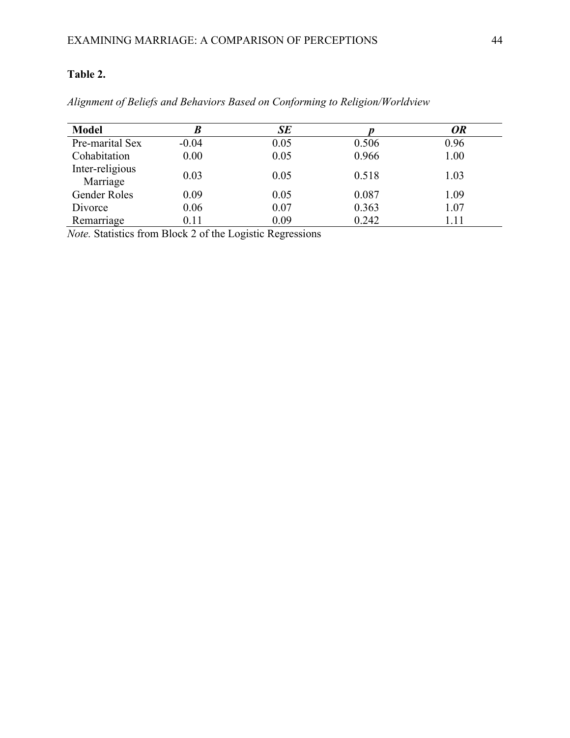**Table 2.**

*Alignment of Beliefs and Behaviors Based on Conforming to Religion/Worldview*

| Model | *B* | *SE* | *p* | *OR* |
|---|---|---|---|---|
| Pre-marital Sex | -0.04 | 0.05 | 0.506 | 0.96 |
| Cohabitation | 0.00 | 0.05 | 0.966 | 1.00 |
| Inter-religious Marriage | 0.03 | 0.05 | 0.518 | 1.03 |
| Gender Roles | 0.09 | 0.05 | 0.087 | 1.09 |
| Divorce | 0.06 | 0.07 | 0.363 | 1.07 |
| Remarriage | 0.11 | 0.09 | 0.242 | 1.11 |

*Note.* Statistics from Block 2 of the Logistic Regressions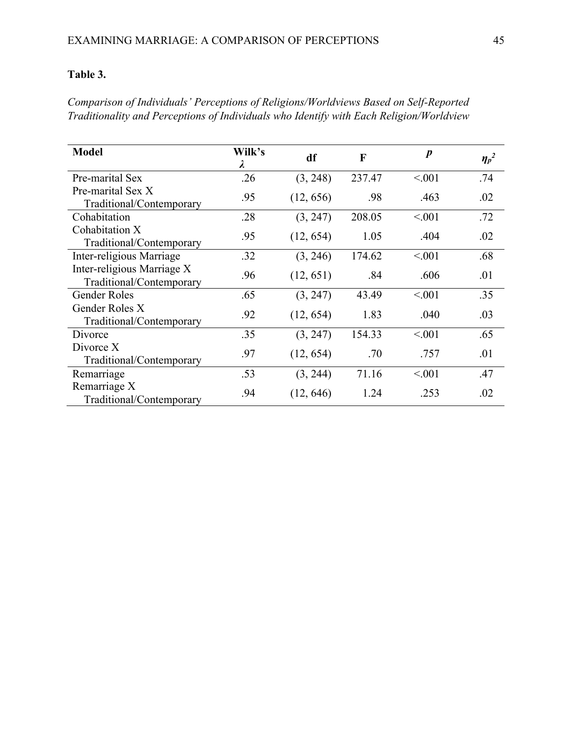**Table 3.**

*Comparison of Individuals' Perceptions of Religions/Worldviews Based on Self-Reported Traditionality and Perceptions of Individuals who Identify with Each Religion/Worldview*

| Model | Wilk's $\lambda$ | df | F | *p* | $\eta_p^2$ |
|---|---|---|---|---|---|
| Pre-marital Sex | .26 | (3, 248) | 237.47 | <.001 | .74 |
| Pre-marital Sex X Traditional/Contemporary | .95 | (12, 656) | .98 | .463 | .02 |
| Cohabitation | .28 | (3, 247) | 208.05 | <.001 | .72 |
| Cohabitation X Traditional/Contemporary | .95 | (12, 654) | 1.05 | .404 | .02 |
| Inter-religious Marriage | .32 | (3, 246) | 174.62 | <.001 | .68 |
| Inter-religious Marriage X Traditional/Contemporary | .96 | (12, 651) | .84 | .606 | .01 |
| Gender Roles | .65 | (3, 247) | 43.49 | <.001 | .35 |
| Gender Roles X Traditional/Contemporary | .92 | (12, 654) | 1.83 | .040 | .03 |
| Divorce | .35 | (3, 247) | 154.33 | <.001 | .65 |
| Divorce X Traditional/Contemporary | .97 | (12, 654) | .70 | .757 | .01 |
| Remarriage | .53 | (3, 244) | 71.16 | <.001 | .47 |
| Remarriage X Traditional/Contemporary | .94 | (12, 646) | 1.24 | .253 | .02 |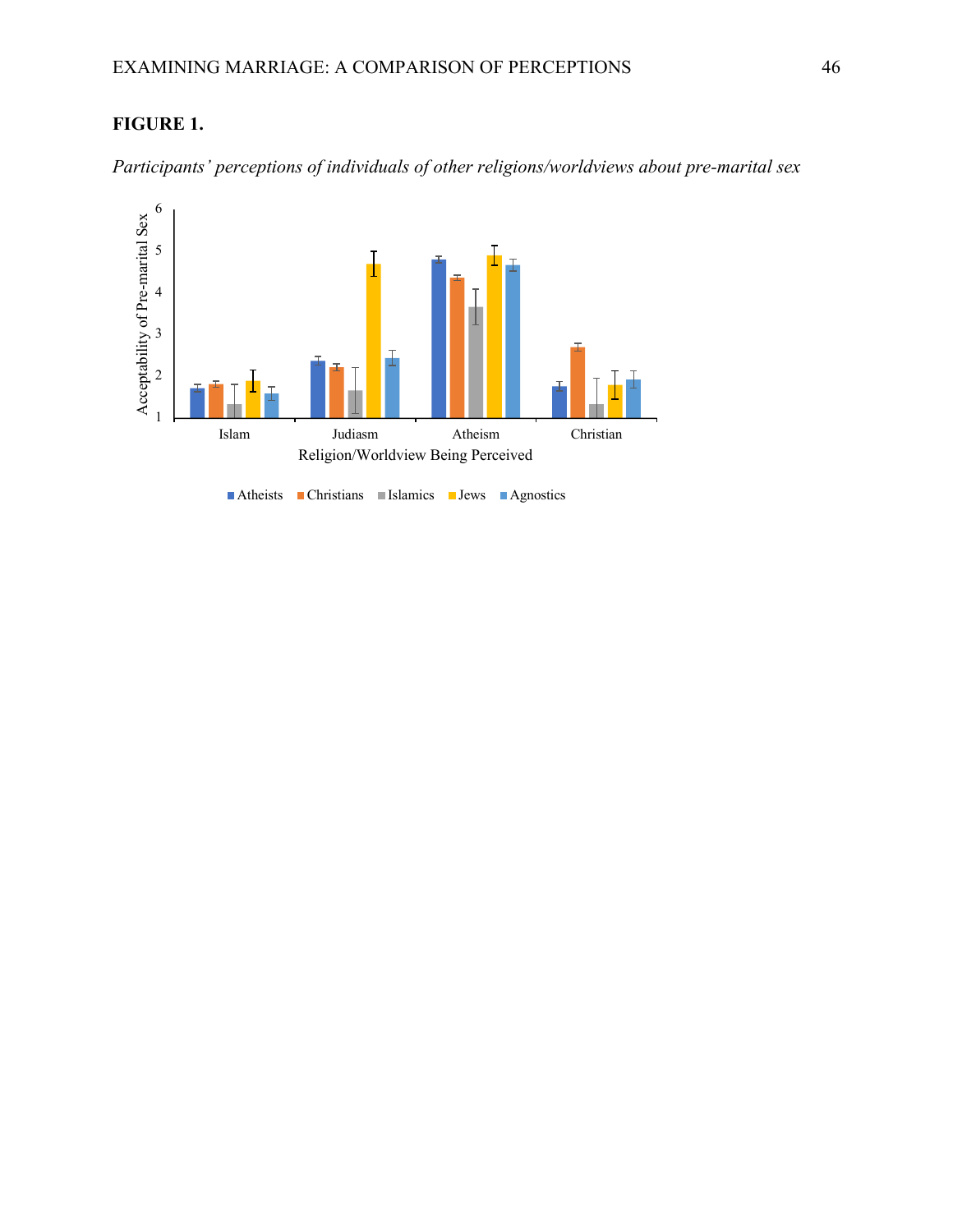**FIGURE 1.**

*Participants' perceptions of individuals of other religions/worldviews about pre-marital sex*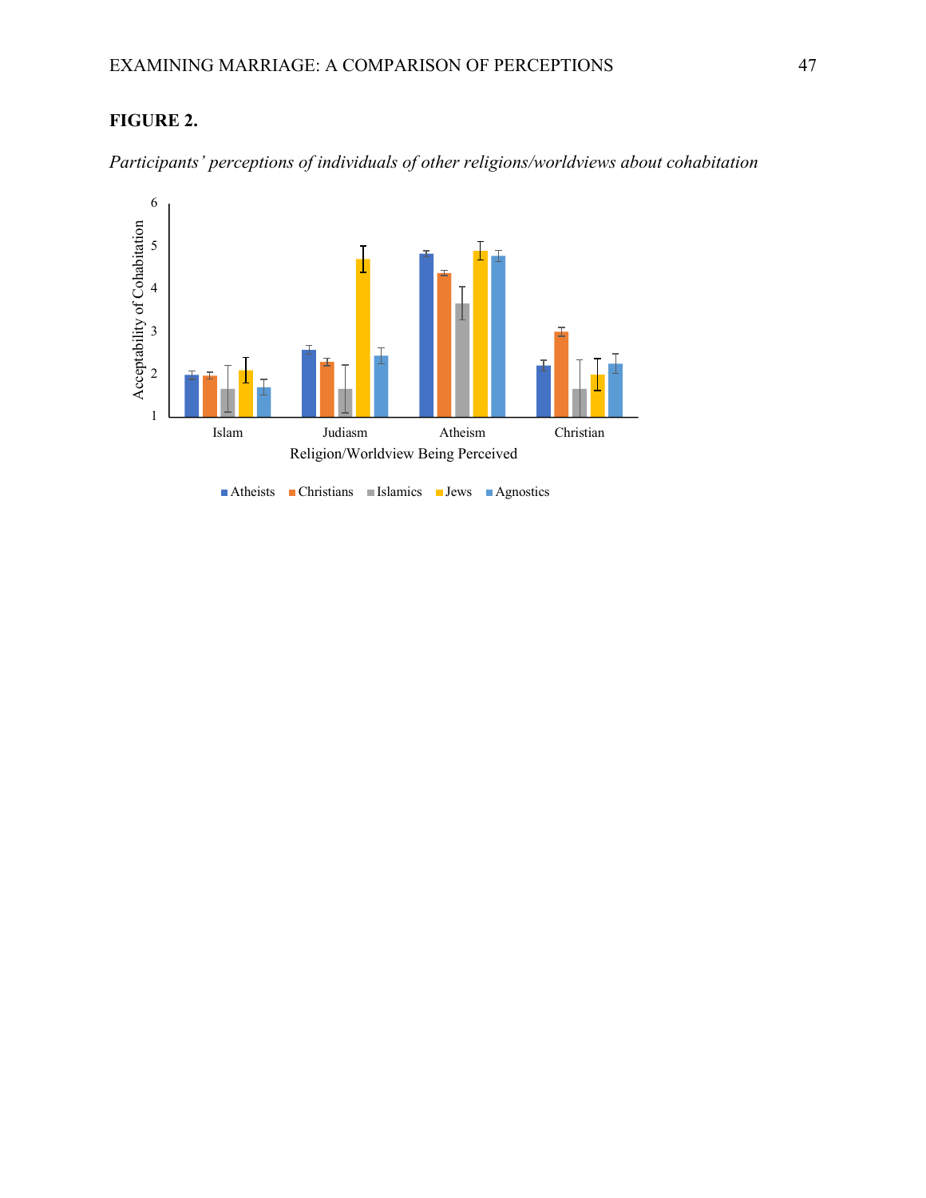**FIGURE 2.**

*Participants' perceptions of individuals of other religions/worldviews about cohabitation*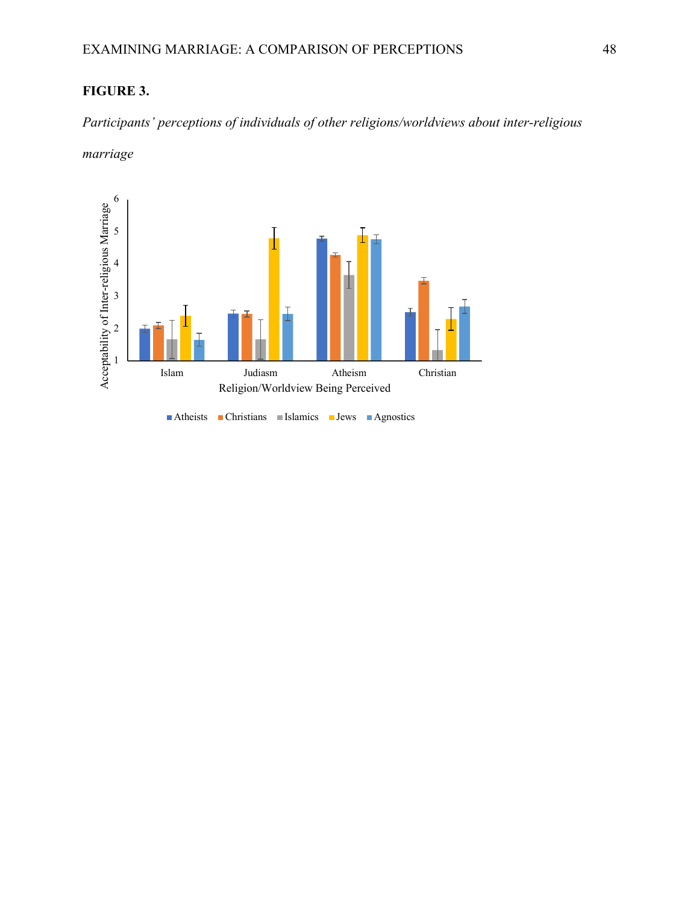**FIGURE 3.**

*Participants' perceptions of individuals of other religions/worldviews about inter-religious marriage*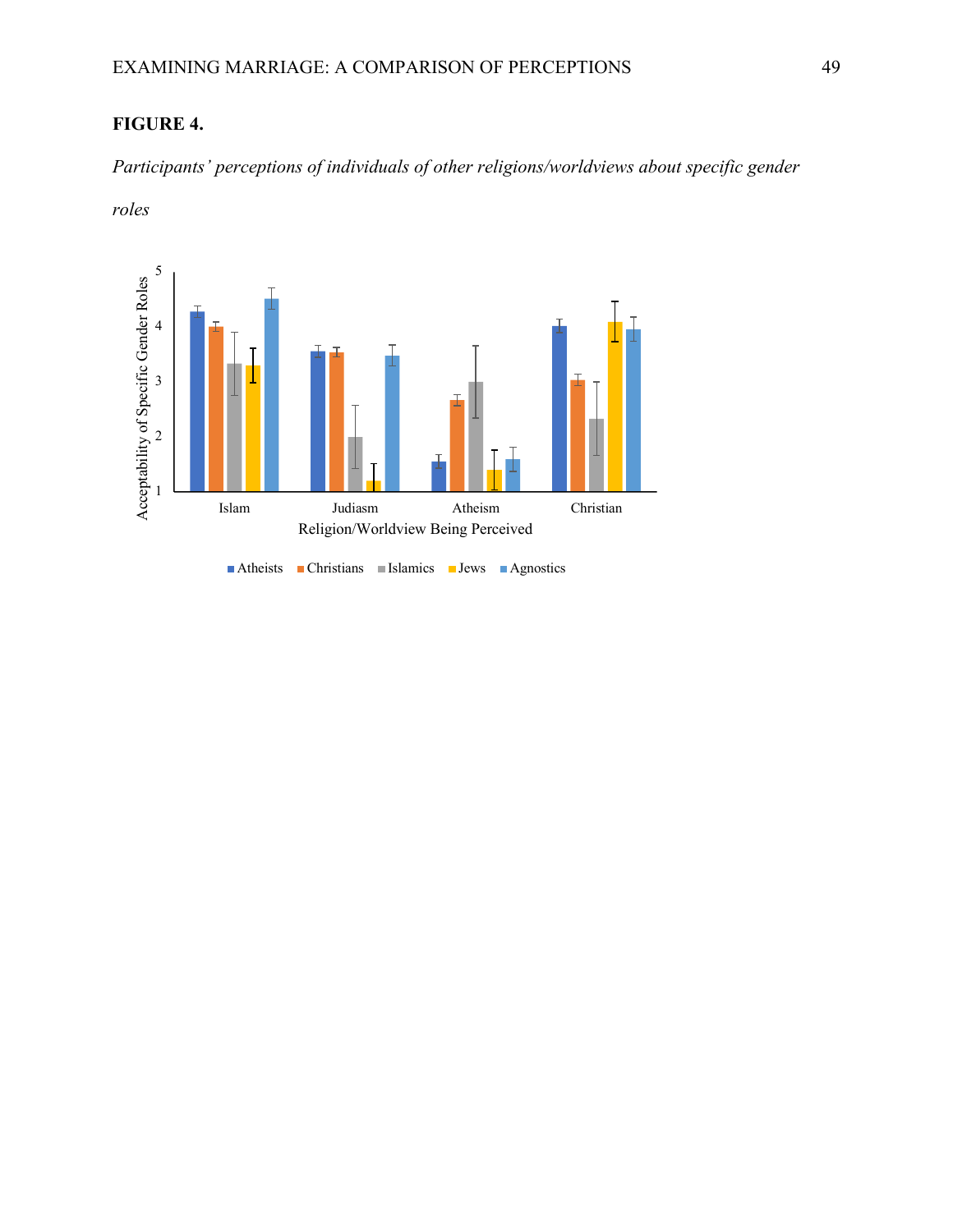**FIGURE 4.**

*Participants' perceptions of individuals of other religions/worldviews about specific gender roles*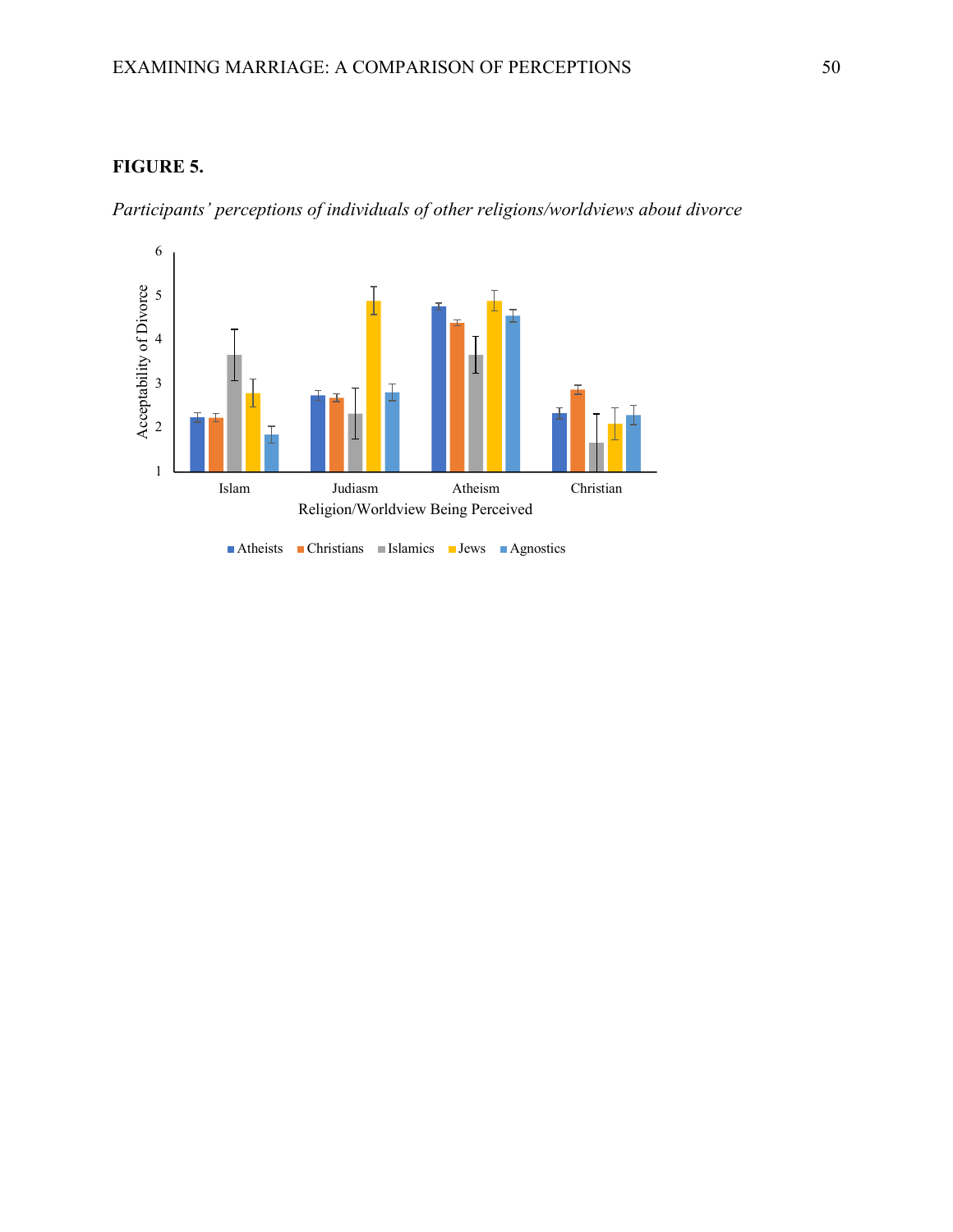**FIGURE 5.**

*Participants' perceptions of individuals of other religions/worldviews about divorce*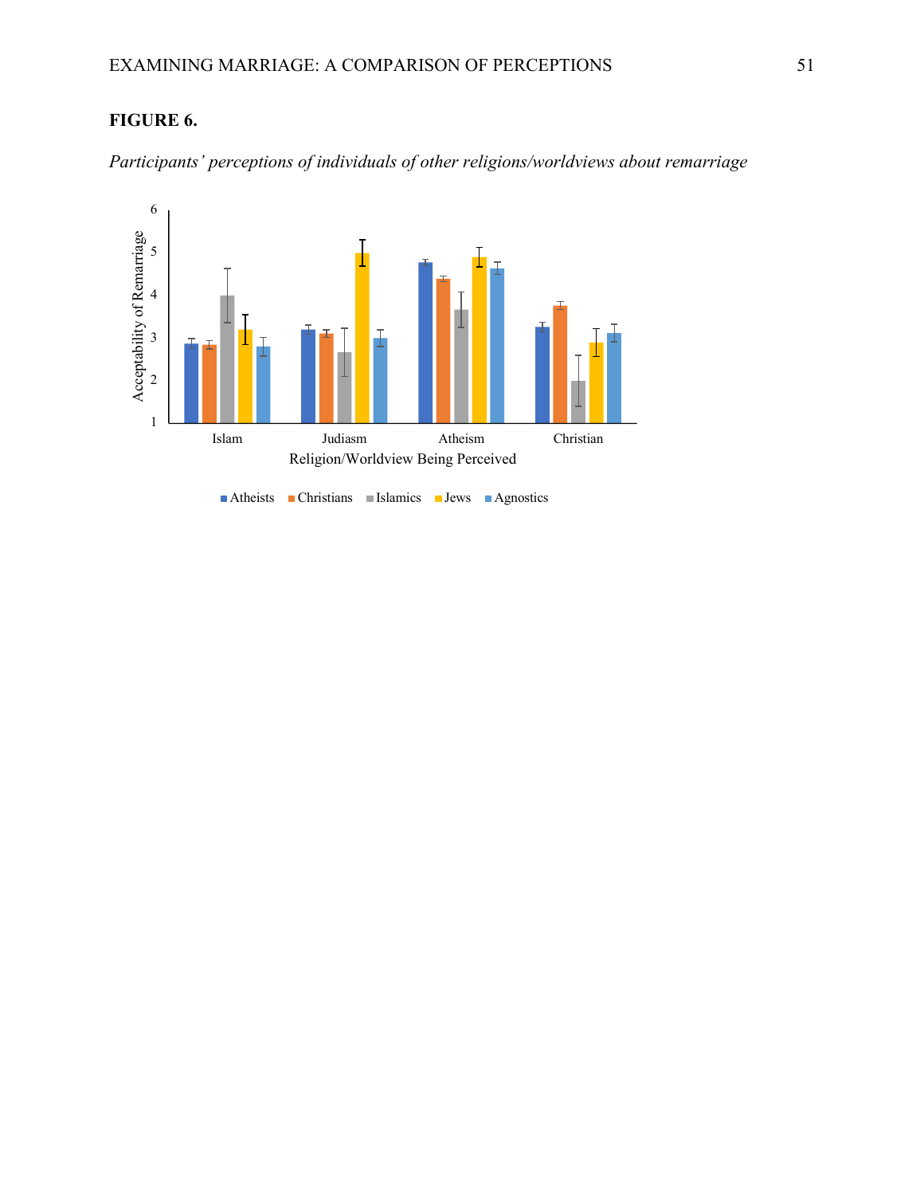**FIGURE 6.**

*Participants' perceptions of individuals of other religions/worldviews about remarriage*

Acceptability of Remarriage

6
5
4
3
2
1

Islam
Judiasm
Atheism
Christian

Religion/Worldview Being Perceived

Atheists
Christians
Islamics
Jews
Agnostics